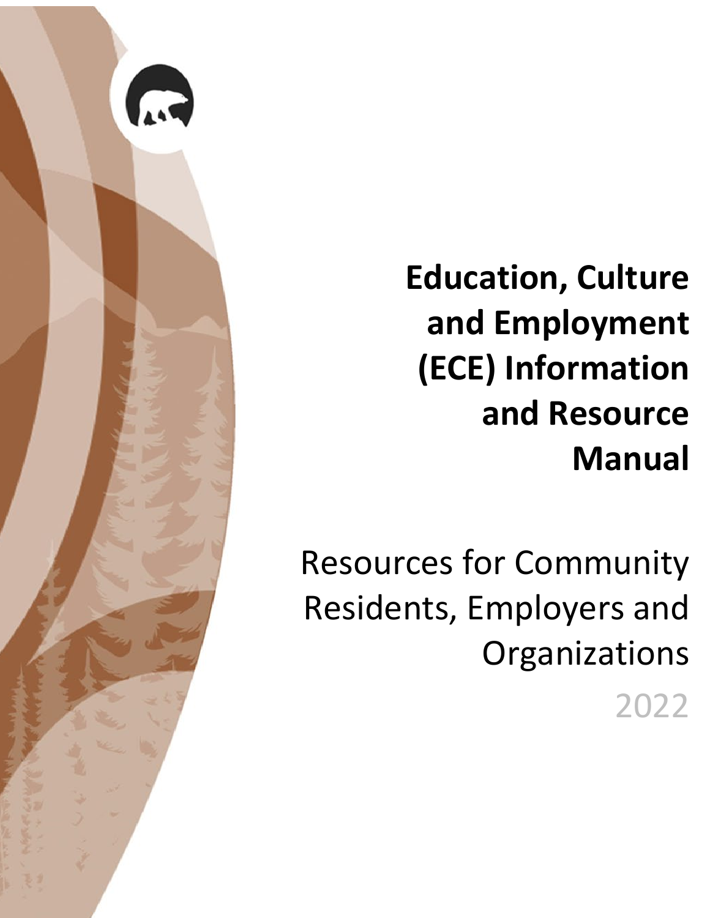# Education, Culture and Employment (ECE) Information and Resource Manual

## Resources for Community Residents, Employers and Organizations

2022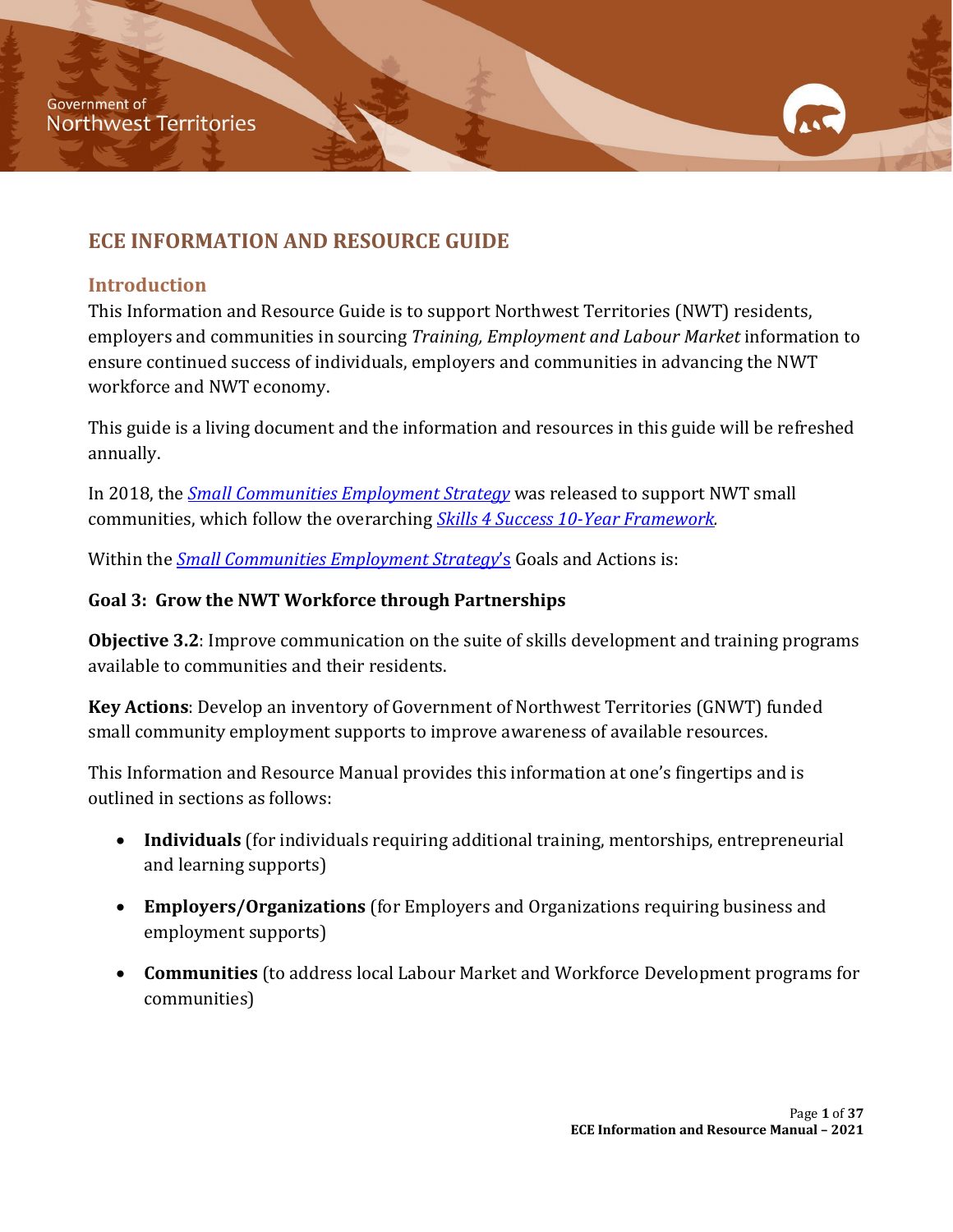Government of
Northwest Territories

# ECE INFORMATION AND RESOURCE GUIDE

## Introduction

This Information and Resource Guide is to support Northwest Territories (NWT) residents, employers and communities in sourcing *Training, Employment and Labour Market* information to ensure continued success of individuals, employers and communities in advancing the NWT workforce and NWT economy.

This guide is a living document and the information and resources in this guide will be refreshed annually.

In 2018, the *Small Communities Employment Strategy* was released to support NWT small communities, which follow the overarching *Skills 4 Success 10-Year Framework.*

Within the *Small Communities Employment Strategy*'s Goals and Actions is:

**Goal 3: Grow the NWT Workforce through Partnerships**

**Objective 3.2**: Improve communication on the suite of skills development and training programs available to communities and their residents.

**Key Actions**: Develop an inventory of Government of Northwest Territories (GNWT) funded small community employment supports to improve awareness of available resources.

This Information and Resource Manual provides this information at one's fingertips and is outlined in sections as follows:

- **Individuals** (for individuals requiring additional training, mentorships, entrepreneurial and learning supports)
- **Employers/Organizations** (for Employers and Organizations requiring business and employment supports)
- **Communities** (to address local Labour Market and Workforce Development programs for communities)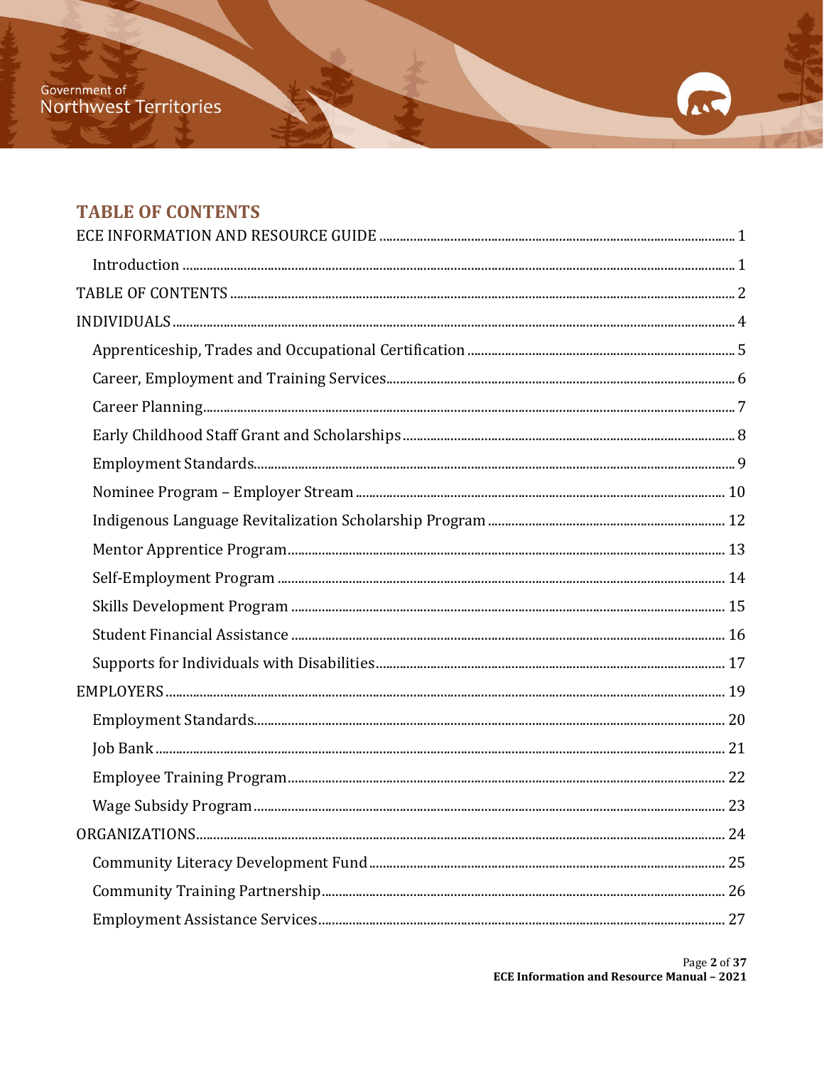# TABLE OF CONTENTS

ECE INFORMATION AND RESOURCE GUIDE ........ 1

- Introduction ........ 1

TABLE OF CONTENTS ........ 2

INDIVIDUALS ........ 4

- Apprenticeship, Trades and Occupational Certification ........ 5
- Career, Employment and Training Services ........ 6
- Career Planning ........ 7
- Early Childhood Staff Grant and Scholarships ........ 8
- Employment Standards ........ 9
- Nominee Program – Employer Stream ........ 10
- Indigenous Language Revitalization Scholarship Program ........ 12
- Mentor Apprentice Program ........ 13
- Self-Employment Program ........ 14
- Skills Development Program ........ 15
- Student Financial Assistance ........ 16
- Supports for Individuals with Disabilities ........ 17

EMPLOYERS ........ 19

- Employment Standards ........ 20
- Job Bank ........ 21
- Employee Training Program ........ 22
- Wage Subsidy Program ........ 23

ORGANIZATIONS ........ 24

- Community Literacy Development Fund ........ 25
- Community Training Partnership ........ 26
- Employment Assistance Services ........ 27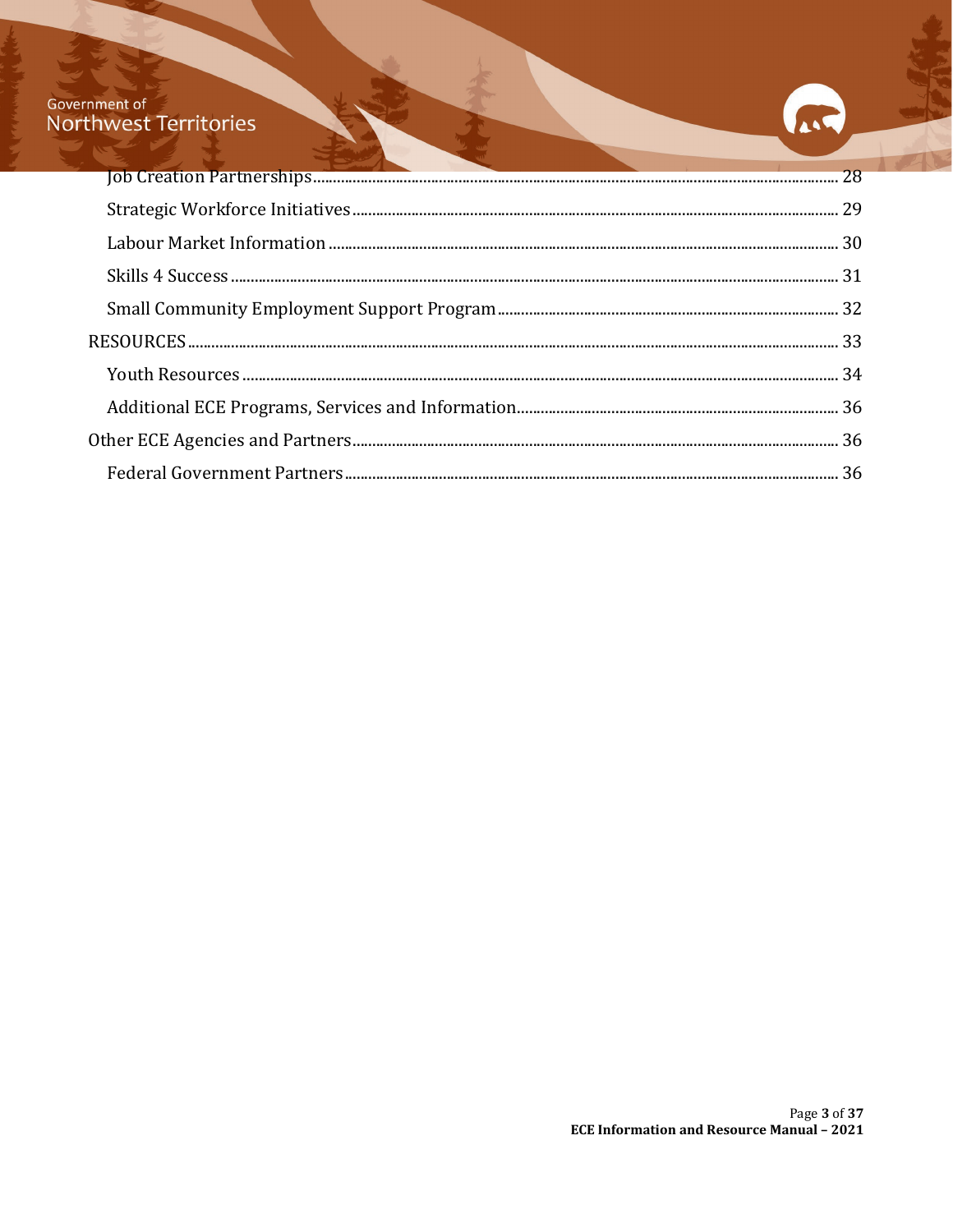- Job Creation Partnerships ........ 28
- Strategic Workforce Initiatives ........ 29
- Labour Market Information ........ 30
- Skills 4 Success ........ 31
- Small Community Employment Support Program ........ 32

RESOURCES ........ 33

- Youth Resources ........ 34
- Additional ECE Programs, Services and Information ........ 36

Other ECE Agencies and Partners ........ 36

- Federal Government Partners ........ 36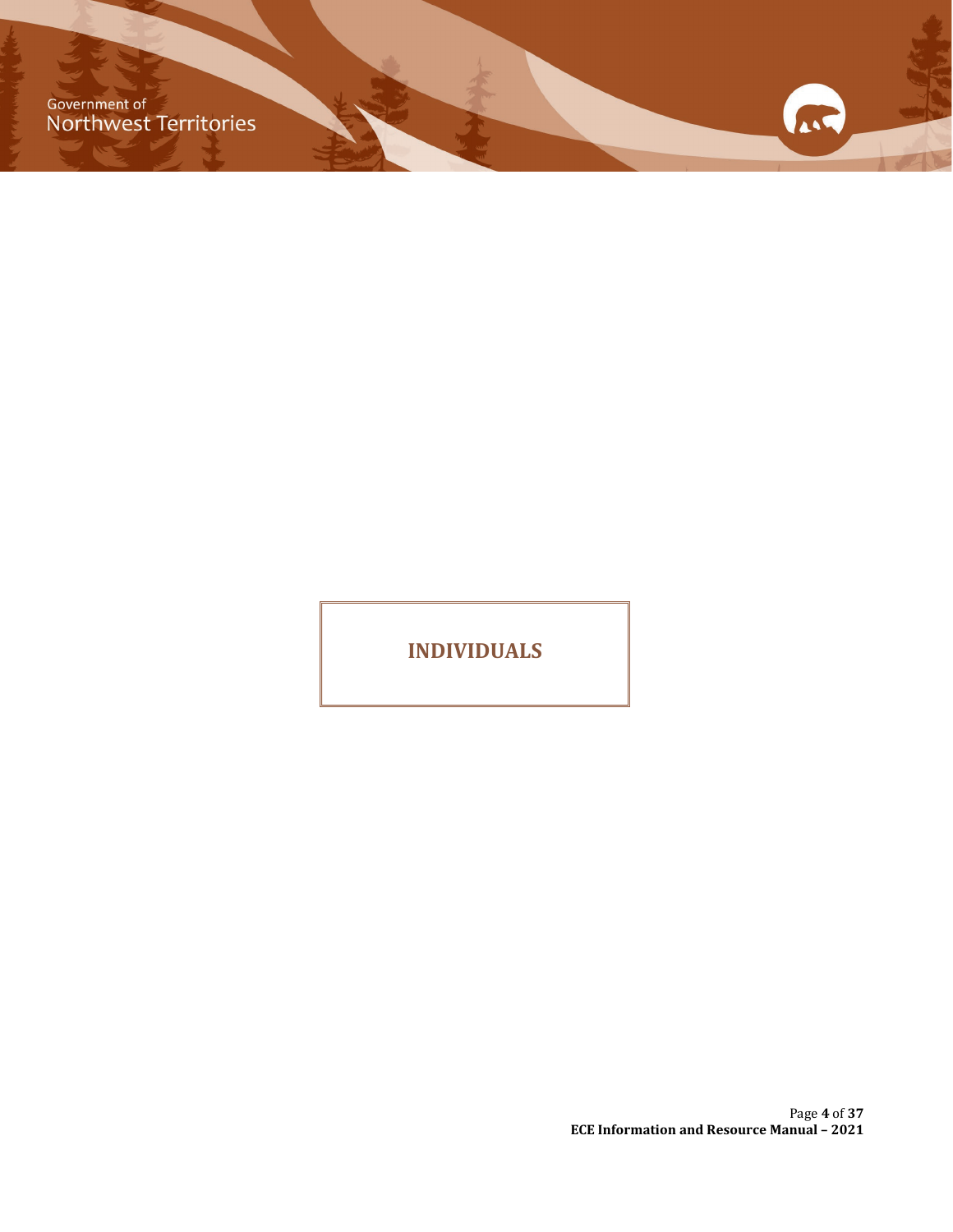# INDIVIDUALS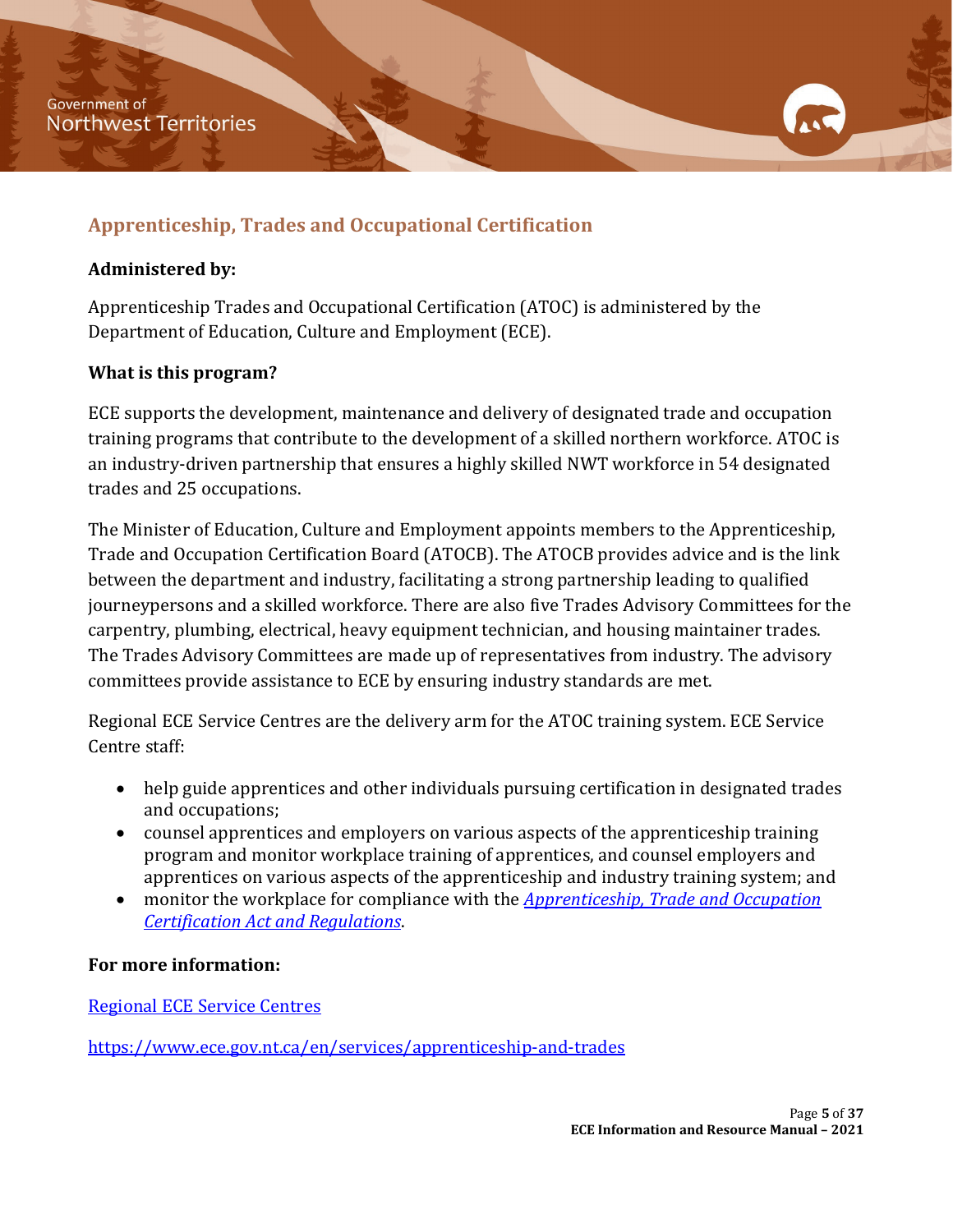## Apprenticeship, Trades and Occupational Certification

**Administered by:**

Apprenticeship Trades and Occupational Certification (ATOC) is administered by the Department of Education, Culture and Employment (ECE).

**What is this program?**

ECE supports the development, maintenance and delivery of designated trade and occupation training programs that contribute to the development of a skilled northern workforce. ATOC is an industry-driven partnership that ensures a highly skilled NWT workforce in 54 designated trades and 25 occupations.

The Minister of Education, Culture and Employment appoints members to the Apprenticeship, Trade and Occupation Certification Board (ATOCB). The ATOCB provides advice and is the link between the department and industry, facilitating a strong partnership leading to qualified journeypersons and a skilled workforce. There are also five Trades Advisory Committees for the carpentry, plumbing, electrical, heavy equipment technician, and housing maintainer trades. The Trades Advisory Committees are made up of representatives from industry. The advisory committees provide assistance to ECE by ensuring industry standards are met.

Regional ECE Service Centres are the delivery arm for the ATOC training system. ECE Service Centre staff:

- help guide apprentices and other individuals pursuing certification in designated trades and occupations;
- counsel apprentices and employers on various aspects of the apprenticeship training program and monitor workplace training of apprentices, and counsel employers and apprentices on various aspects of the apprenticeship and industry training system; and
- monitor the workplace for compliance with the *Apprenticeship, Trade and Occupation Certification Act and Regulations*.

**For more information:**

Regional ECE Service Centres

https://www.ece.gov.nt.ca/en/services/apprenticeship-and-trades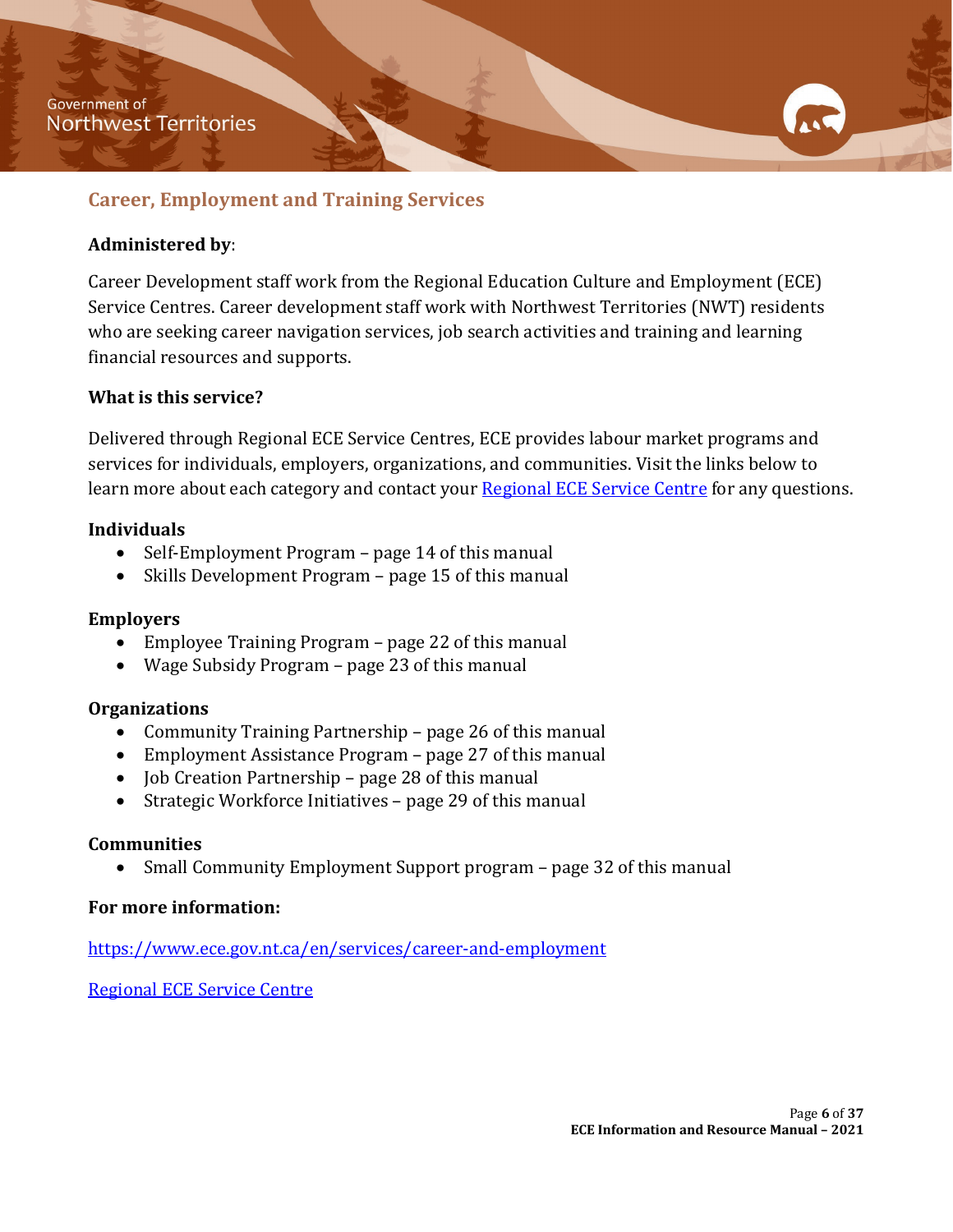## Career, Employment and Training Services

**Administered by**:

Career Development staff work from the Regional Education Culture and Employment (ECE) Service Centres. Career development staff work with Northwest Territories (NWT) residents who are seeking career navigation services, job search activities and training and learning financial resources and supports.

**What is this service?**

Delivered through Regional ECE Service Centres, ECE provides labour market programs and services for individuals, employers, organizations, and communities. Visit the links below to learn more about each category and contact your [Regional ECE Service Centre]() for any questions.

**Individuals**

- Self-Employment Program – page 14 of this manual
- Skills Development Program – page 15 of this manual

**Employers**

- Employee Training Program – page 22 of this manual
- Wage Subsidy Program – page 23 of this manual

**Organizations**

- Community Training Partnership – page 26 of this manual
- Employment Assistance Program – page 27 of this manual
- Job Creation Partnership – page 28 of this manual
- Strategic Workforce Initiatives – page 29 of this manual

**Communities**

- Small Community Employment Support program – page 32 of this manual

**For more information:**

https://www.ece.gov.nt.ca/en/services/career-and-employment

[Regional ECE Service Centre]()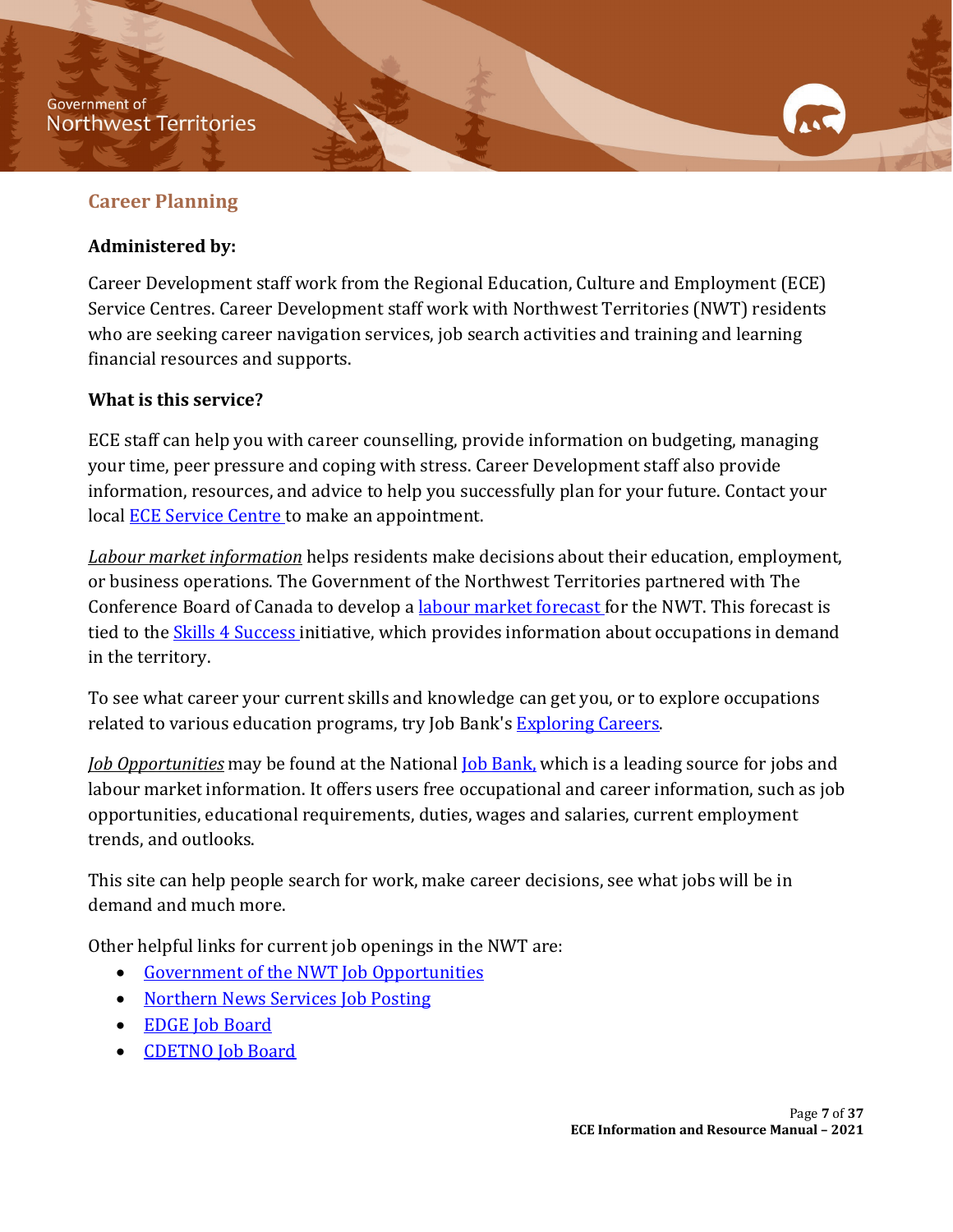## Career Planning

**Administered by:**

Career Development staff work from the Regional Education, Culture and Employment (ECE) Service Centres. Career Development staff work with Northwest Territories (NWT) residents who are seeking career navigation services, job search activities and training and learning financial resources and supports.

**What is this service?**

ECE staff can help you with career counselling, provide information on budgeting, managing your time, peer pressure and coping with stress. Career Development staff also provide information, resources, and advice to help you successfully plan for your future. Contact your local ECE Service Centre to make an appointment.

*Labour market information* helps residents make decisions about their education, employment, or business operations. The Government of the Northwest Territories partnered with The Conference Board of Canada to develop a labour market forecast for the NWT. This forecast is tied to the Skills 4 Success initiative, which provides information about occupations in demand in the territory.

To see what career your current skills and knowledge can get you, or to explore occupations related to various education programs, try Job Bank's Exploring Careers.

*Job Opportunities* may be found at the National Job Bank, which is a leading source for jobs and labour market information. It offers users free occupational and career information, such as job opportunities, educational requirements, duties, wages and salaries, current employment trends, and outlooks.

This site can help people search for work, make career decisions, see what jobs will be in demand and much more.

Other helpful links for current job openings in the NWT are:

- Government of the NWT Job Opportunities
- Northern News Services Job Posting
- EDGE Job Board
- CDETNO Job Board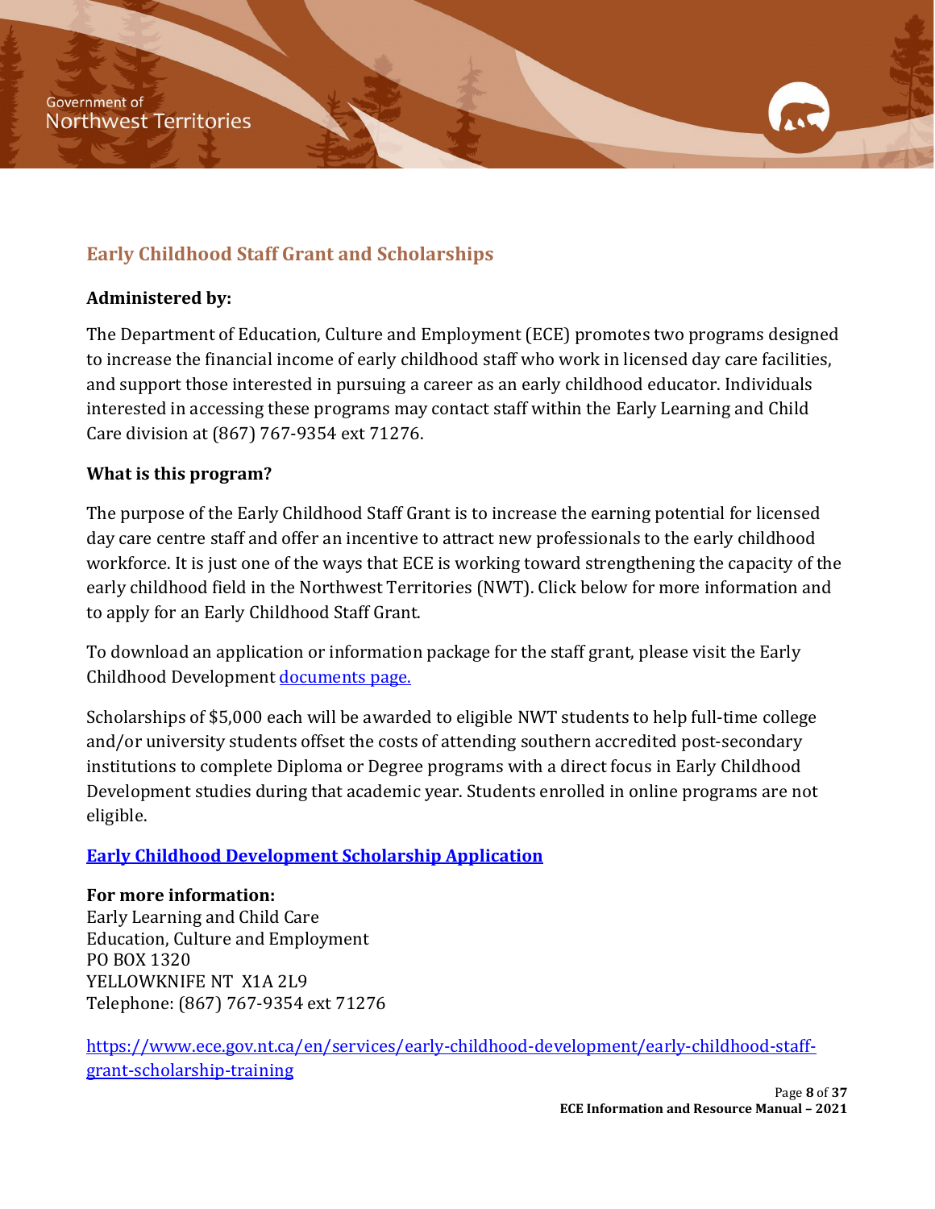## Early Childhood Staff Grant and Scholarships

**Administered by:**

The Department of Education, Culture and Employment (ECE) promotes two programs designed to increase the financial income of early childhood staff who work in licensed day care facilities, and support those interested in pursuing a career as an early childhood educator. Individuals interested in accessing these programs may contact staff within the Early Learning and Child Care division at (867) 767-9354 ext 71276.

**What is this program?**

The purpose of the Early Childhood Staff Grant is to increase the earning potential for licensed day care centre staff and offer an incentive to attract new professionals to the early childhood workforce. It is just one of the ways that ECE is working toward strengthening the capacity of the early childhood field in the Northwest Territories (NWT). Click below for more information and to apply for an Early Childhood Staff Grant.

To download an application or information package for the staff grant, please visit the Early Childhood Development documents page.

Scholarships of $5,000 each will be awarded to eligible NWT students to help full-time college and/or university students offset the costs of attending southern accredited post-secondary institutions to complete Diploma or Degree programs with a direct focus in Early Childhood Development studies during that academic year. Students enrolled in online programs are not eligible.

**Early Childhood Development Scholarship Application**

**For more information:**
Early Learning and Child Care
Education, Culture and Employment
PO BOX 1320
YELLOWKNIFE NT X1A 2L9
Telephone: (867) 767-9354 ext 71276

https://www.ece.gov.nt.ca/en/services/early-childhood-development/early-childhood-staff-grant-scholarship-training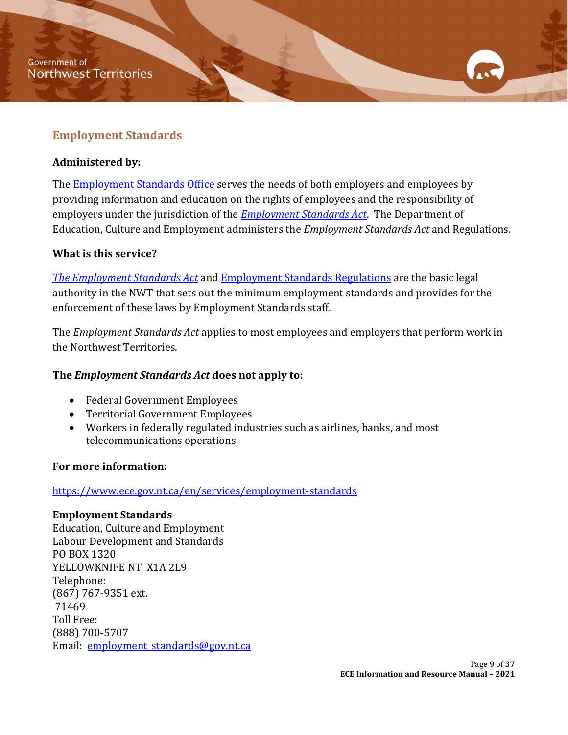## Employment Standards

**Administered by:**

The Employment Standards Office serves the needs of both employers and employees by providing information and education on the rights of employees and the responsibility of employers under the jurisdiction of the *Employment Standards Act*. The Department of Education, Culture and Employment administers the *Employment Standards Act* and Regulations.

**What is this service?**

*The Employment Standards Act* and Employment Standards Regulations are the basic legal authority in the NWT that sets out the minimum employment standards and provides for the enforcement of these laws by Employment Standards staff.

The *Employment Standards Act* applies to most employees and employers that perform work in the Northwest Territories.

**The *Employment Standards Act* does not apply to:**

- Federal Government Employees
- Territorial Government Employees
- Workers in federally regulated industries such as airlines, banks, and most telecommunications operations

**For more information:**

https://www.ece.gov.nt.ca/en/services/employment-standards

**Employment Standards**
Education, Culture and Employment
Labour Development and Standards
PO BOX 1320
YELLOWKNIFE NT X1A 2L9
Telephone:
(867) 767-9351 ext. 71469
Toll Free:
(888) 700-5707
Email: employment_standards@gov.nt.ca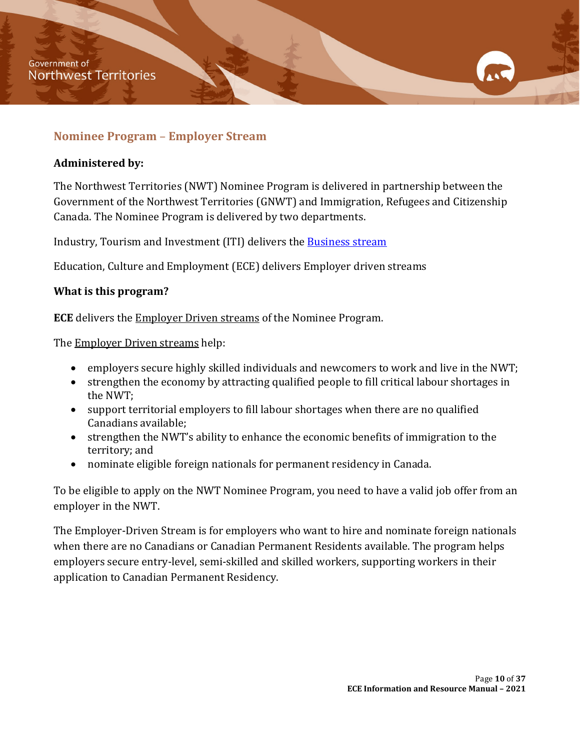## Nominee Program – Employer Stream

**Administered by:**

The Northwest Territories (NWT) Nominee Program is delivered in partnership between the Government of the Northwest Territories (GNWT) and Immigration, Refugees and Citizenship Canada. The Nominee Program is delivered by two departments.

Industry, Tourism and Investment (ITI) delivers the Business stream

Education, Culture and Employment (ECE) delivers Employer driven streams

**What is this program?**

**ECE** delivers the Employer Driven streams of the Nominee Program.

The Employer Driven streams help:

- employers secure highly skilled individuals and newcomers to work and live in the NWT;
- strengthen the economy by attracting qualified people to fill critical labour shortages in the NWT;
- support territorial employers to fill labour shortages when there are no qualified Canadians available;
- strengthen the NWT's ability to enhance the economic benefits of immigration to the territory; and
- nominate eligible foreign nationals for permanent residency in Canada.

To be eligible to apply on the NWT Nominee Program, you need to have a valid job offer from an employer in the NWT.

The Employer-Driven Stream is for employers who want to hire and nominate foreign nationals when there are no Canadians or Canadian Permanent Residents available. The program helps employers secure entry-level, semi-skilled and skilled workers, supporting workers in their application to Canadian Permanent Residency.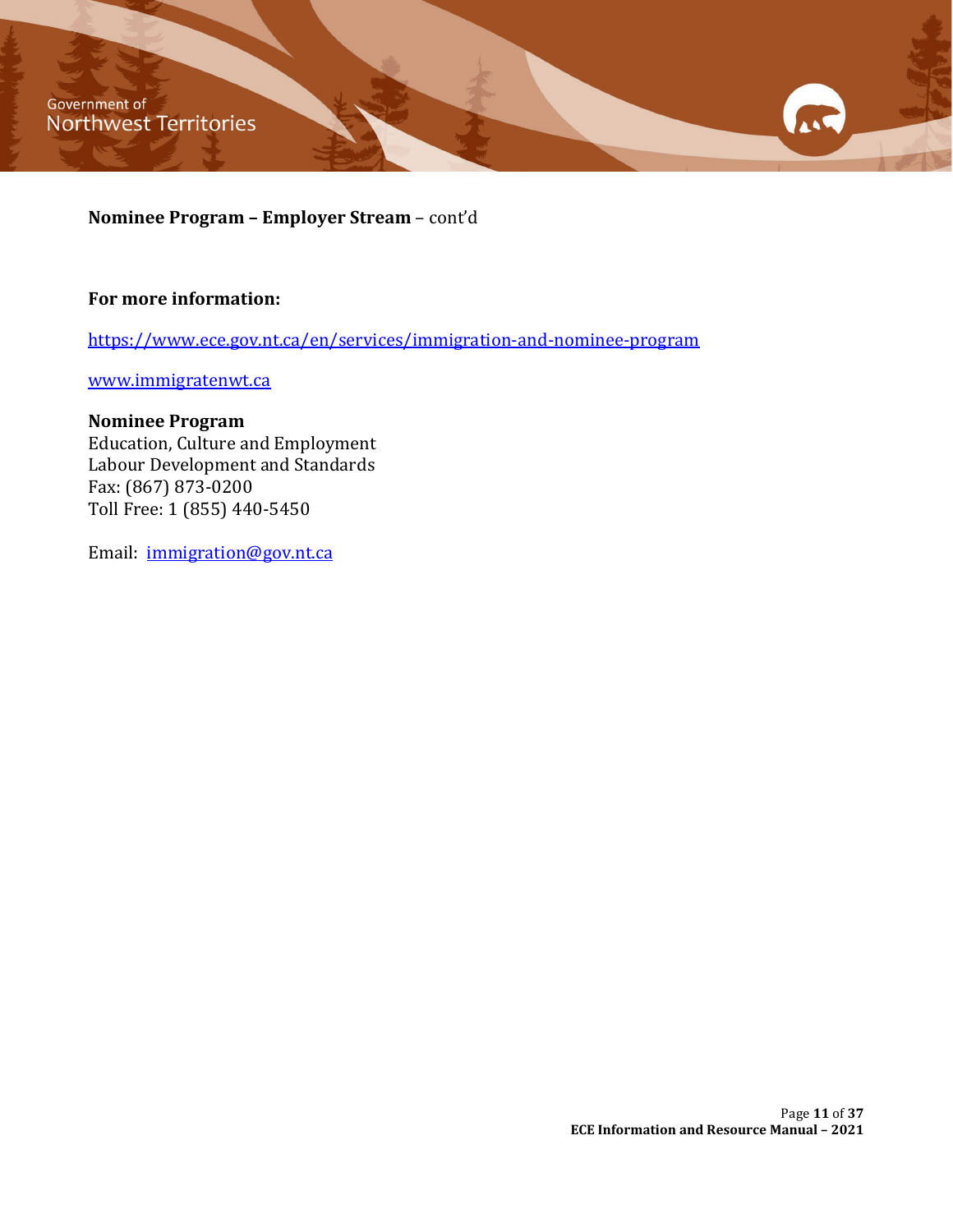**Nominee Program – Employer Stream** – cont'd

**For more information:**

https://www.ece.gov.nt.ca/en/services/immigration-and-nominee-program

www.immigratenwt.ca

**Nominee Program**
Education, Culture and Employment
Labour Development and Standards
Fax: (867) 873-0200
Toll Free: 1 (855) 440-5450

Email: immigration@gov.nt.ca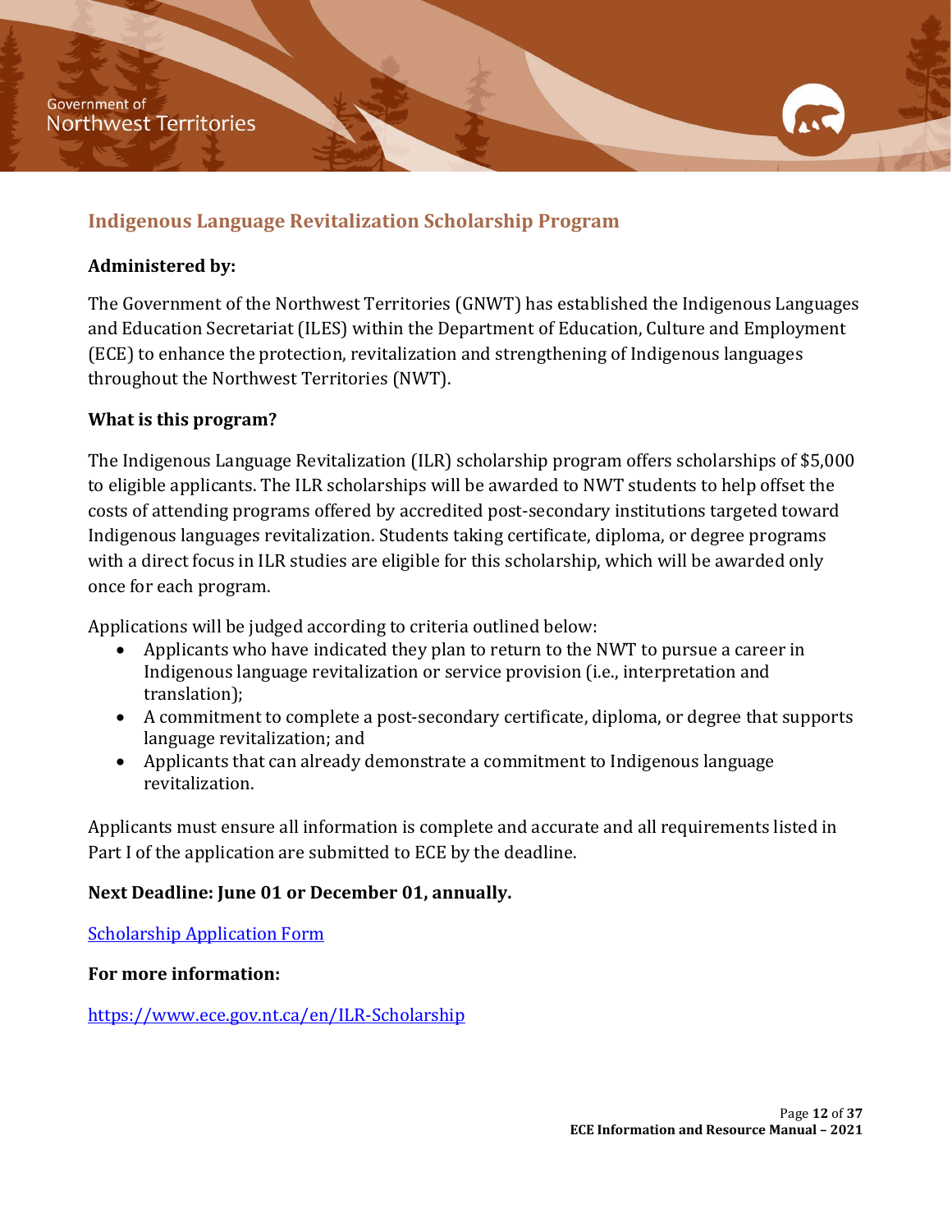## Indigenous Language Revitalization Scholarship Program

**Administered by:**

The Government of the Northwest Territories (GNWT) has established the Indigenous Languages and Education Secretariat (ILES) within the Department of Education, Culture and Employment (ECE) to enhance the protection, revitalization and strengthening of Indigenous languages throughout the Northwest Territories (NWT).

**What is this program?**

The Indigenous Language Revitalization (ILR) scholarship program offers scholarships of $5,000 to eligible applicants. The ILR scholarships will be awarded to NWT students to help offset the costs of attending programs offered by accredited post-secondary institutions targeted toward Indigenous languages revitalization. Students taking certificate, diploma, or degree programs with a direct focus in ILR studies are eligible for this scholarship, which will be awarded only once for each program.

Applications will be judged according to criteria outlined below:

- Applicants who have indicated they plan to return to the NWT to pursue a career in Indigenous language revitalization or service provision (i.e., interpretation and translation);
- A commitment to complete a post-secondary certificate, diploma, or degree that supports language revitalization; and
- Applicants that can already demonstrate a commitment to Indigenous language revitalization.

Applicants must ensure all information is complete and accurate and all requirements listed in Part I of the application are submitted to ECE by the deadline.

**Next Deadline: June 01 or December 01, annually.**

[Scholarship Application Form]

**For more information:**

https://www.ece.gov.nt.ca/en/ILR-Scholarship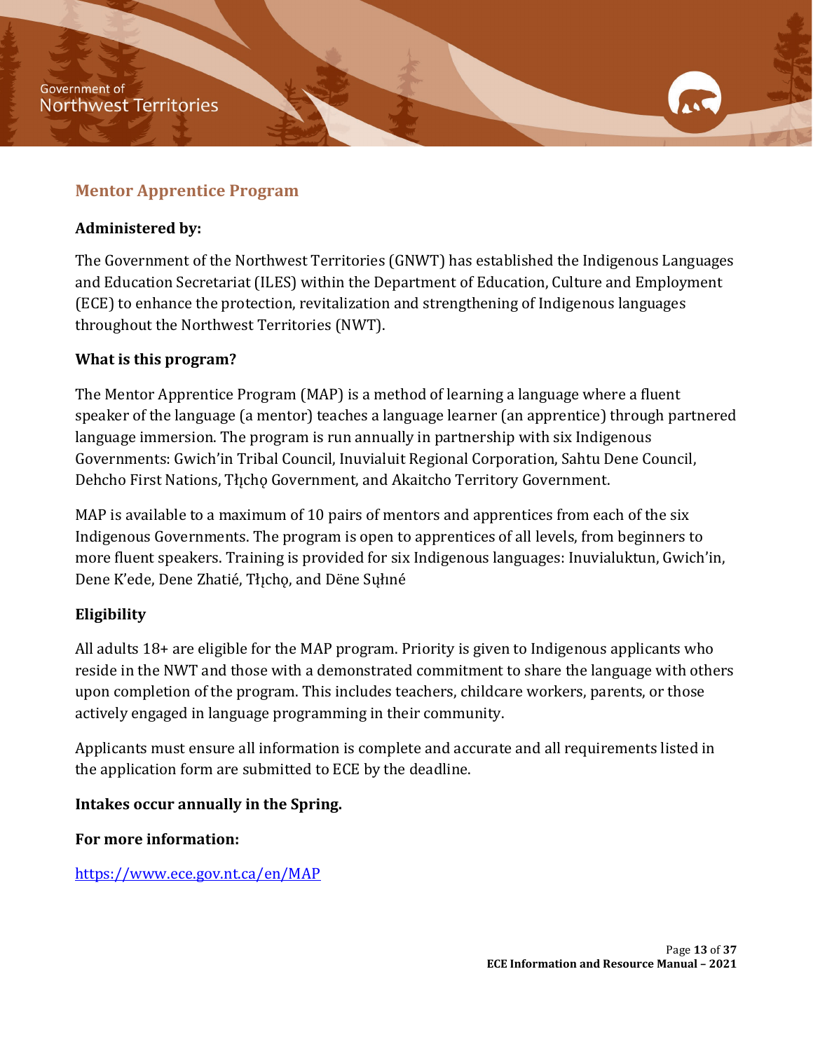## Mentor Apprentice Program

**Administered by:**

The Government of the Northwest Territories (GNWT) has established the Indigenous Languages and Education Secretariat (ILES) within the Department of Education, Culture and Employment (ECE) to enhance the protection, revitalization and strengthening of Indigenous languages throughout the Northwest Territories (NWT).

**What is this program?**

The Mentor Apprentice Program (MAP) is a method of learning a language where a fluent speaker of the language (a mentor) teaches a language learner (an apprentice) through partnered language immersion. The program is run annually in partnership with six Indigenous Governments: Gwich'in Tribal Council, Inuvialuit Regional Corporation, Sahtu Dene Council, Dehcho First Nations, Tłı̨chǫ Government, and Akaitcho Territory Government.

MAP is available to a maximum of 10 pairs of mentors and apprentices from each of the six Indigenous Governments. The program is open to apprentices of all levels, from beginners to more fluent speakers. Training is provided for six Indigenous languages: Inuvialuktun, Gwich'in, Dene K'ede, Dene Zhatié, Tłı̨chǫ, and Dëne Sųłıné

**Eligibility**

All adults 18+ are eligible for the MAP program. Priority is given to Indigenous applicants who reside in the NWT and those with a demonstrated commitment to share the language with others upon completion of the program. This includes teachers, childcare workers, parents, or those actively engaged in language programming in their community.

Applicants must ensure all information is complete and accurate and all requirements listed in the application form are submitted to ECE by the deadline.

**Intakes occur annually in the Spring.**

**For more information:**

https://www.ece.gov.nt.ca/en/MAP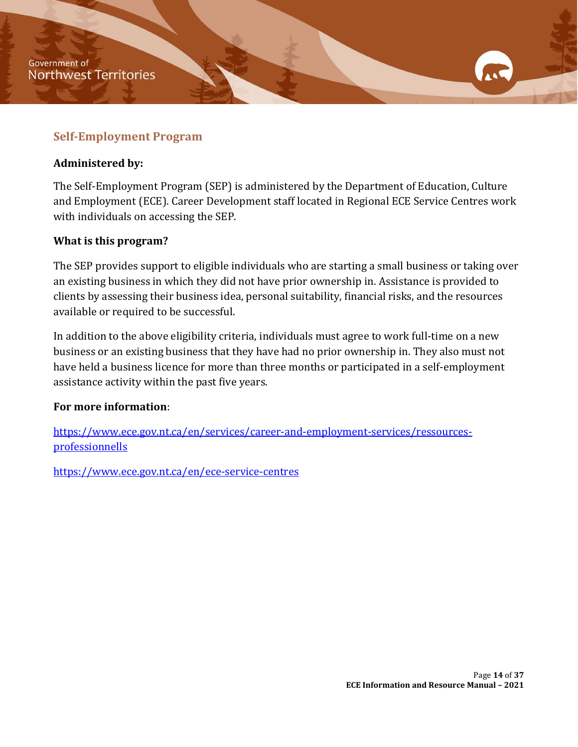## Self-Employment Program

**Administered by:**

The Self-Employment Program (SEP) is administered by the Department of Education, Culture and Employment (ECE). Career Development staff located in Regional ECE Service Centres work with individuals on accessing the SEP.

**What is this program?**

The SEP provides support to eligible individuals who are starting a small business or taking over an existing business in which they did not have prior ownership in. Assistance is provided to clients by assessing their business idea, personal suitability, financial risks, and the resources available or required to be successful.

In addition to the above eligibility criteria, individuals must agree to work full-time on a new business or an existing business that they have had no prior ownership in. They also must not have held a business licence for more than three months or participated in a self-employment assistance activity within the past five years.

**For more information**:

https://www.ece.gov.nt.ca/en/services/career-and-employment-services/ressources-professionnells

https://www.ece.gov.nt.ca/en/ece-service-centres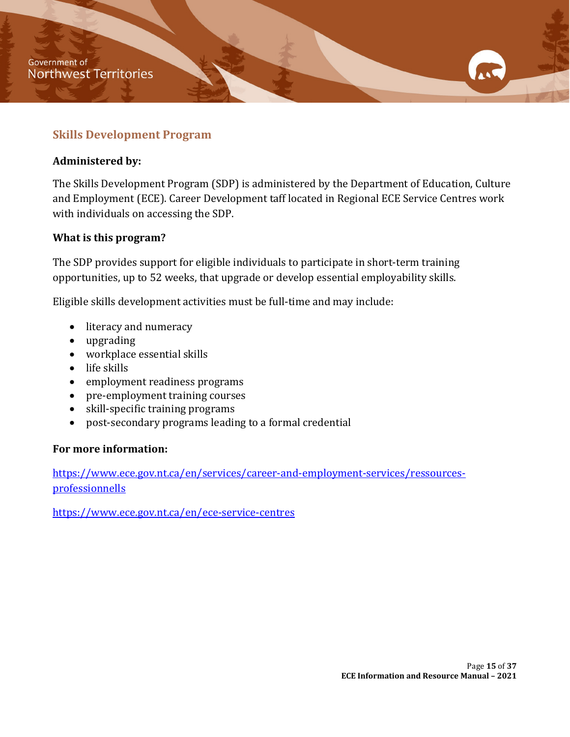## Skills Development Program

**Administered by:**

The Skills Development Program (SDP) is administered by the Department of Education, Culture and Employment (ECE). Career Development taff located in Regional ECE Service Centres work with individuals on accessing the SDP.

**What is this program?**

The SDP provides support for eligible individuals to participate in short-term training opportunities, up to 52 weeks, that upgrade or develop essential employability skills.

Eligible skills development activities must be full-time and may include:

- literacy and numeracy
- upgrading
- workplace essential skills
- life skills
- employment readiness programs
- pre-employment training courses
- skill-specific training programs
- post-secondary programs leading to a formal credential

**For more information:**

[https://www.ece.gov.nt.ca/en/services/career-and-employment-services/ressources-professionnells](https://www.ece.gov.nt.ca/en/services/career-and-employment-services/ressources-professionnells)

[https://www.ece.gov.nt.ca/en/ece-service-centres](https://www.ece.gov.nt.ca/en/ece-service-centres)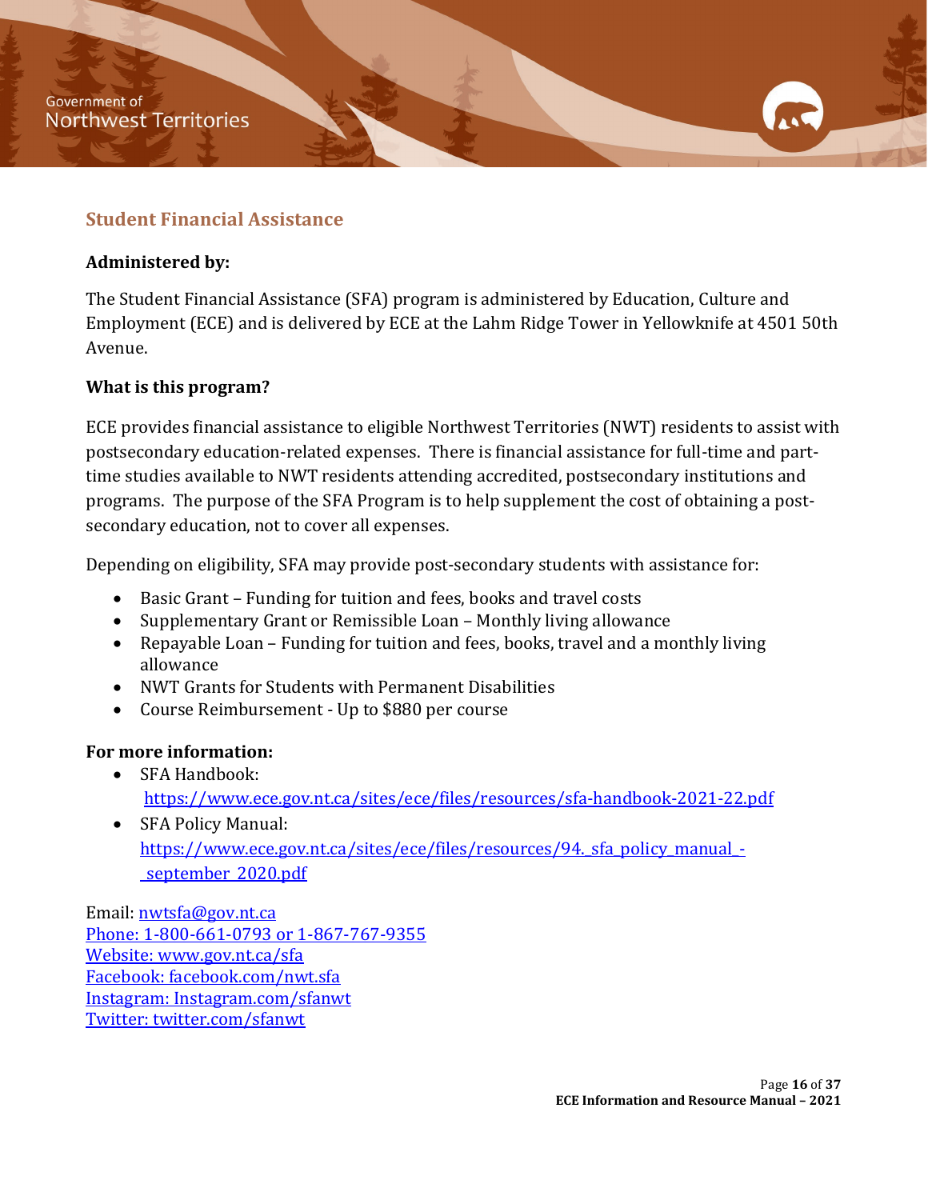## Student Financial Assistance

**Administered by:**

The Student Financial Assistance (SFA) program is administered by Education, Culture and Employment (ECE) and is delivered by ECE at the Lahm Ridge Tower in Yellowknife at 4501 50th Avenue.

**What is this program?**

ECE provides financial assistance to eligible Northwest Territories (NWT) residents to assist with postsecondary education-related expenses. There is financial assistance for full-time and part-time studies available to NWT residents attending accredited, postsecondary institutions and programs. The purpose of the SFA Program is to help supplement the cost of obtaining a post-secondary education, not to cover all expenses.

Depending on eligibility, SFA may provide post-secondary students with assistance for:

- Basic Grant – Funding for tuition and fees, books and travel costs
- Supplementary Grant or Remissible Loan – Monthly living allowance
- Repayable Loan – Funding for tuition and fees, books, travel and a monthly living allowance
- NWT Grants for Students with Permanent Disabilities
- Course Reimbursement - Up to $880 per course

**For more information:**

- SFA Handbook: https://www.ece.gov.nt.ca/sites/ece/files/resources/sfa-handbook-2021-22.pdf
- SFA Policy Manual: https://www.ece.gov.nt.ca/sites/ece/files/resources/94._sfa_policy_manual_-_september_2020.pdf

Email: nwtsfa@gov.nt.ca
Phone: 1-800-661-0793 or 1-867-767-9355
Website: www.gov.nt.ca/sfa
Facebook: facebook.com/nwt.sfa
Instagram: Instagram.com/sfanwt
Twitter: twitter.com/sfanwt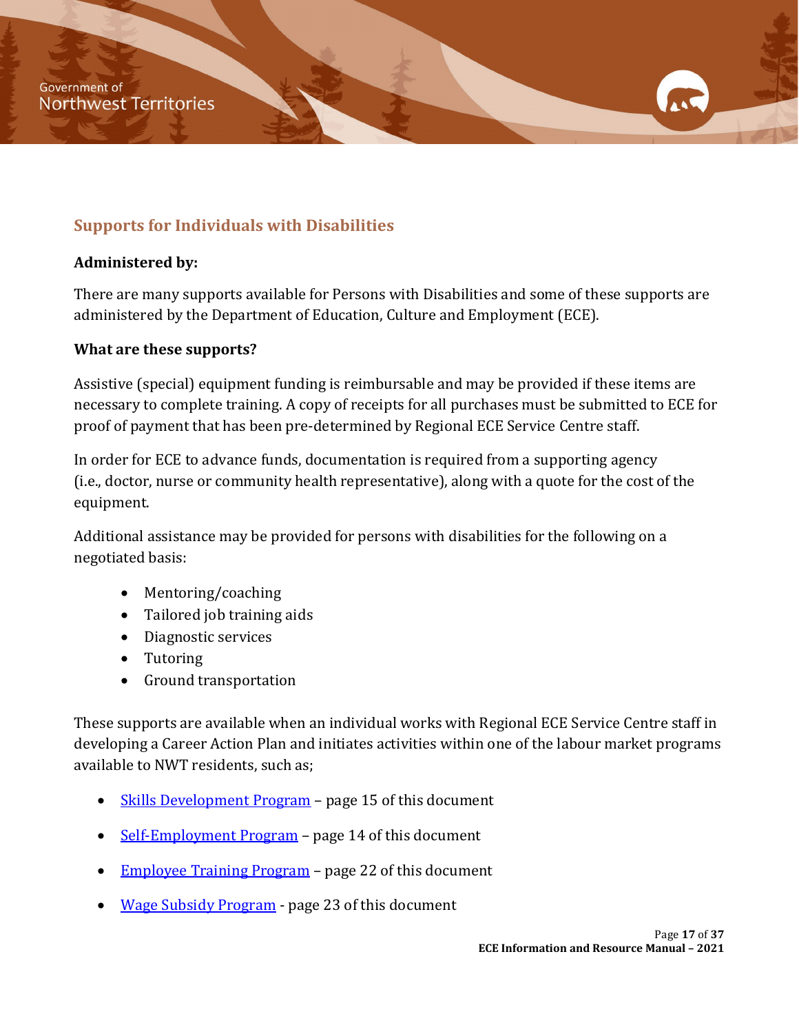## Supports for Individuals with Disabilities

**Administered by:**

There are many supports available for Persons with Disabilities and some of these supports are administered by the Department of Education, Culture and Employment (ECE).

**What are these supports?**

Assistive (special) equipment funding is reimbursable and may be provided if these items are necessary to complete training. A copy of receipts for all purchases must be submitted to ECE for proof of payment that has been pre-determined by Regional ECE Service Centre staff.

In order for ECE to advance funds, documentation is required from a supporting agency (i.e., doctor, nurse or community health representative), along with a quote for the cost of the equipment.

Additional assistance may be provided for persons with disabilities for the following on a negotiated basis:

- Mentoring/coaching
- Tailored job training aids
- Diagnostic services
- Tutoring
- Ground transportation

These supports are available when an individual works with Regional ECE Service Centre staff in developing a Career Action Plan and initiates activities within one of the labour market programs available to NWT residents, such as;

- Skills Development Program – page 15 of this document
- Self-Employment Program – page 14 of this document
- Employee Training Program – page 22 of this document
- Wage Subsidy Program - page 23 of this document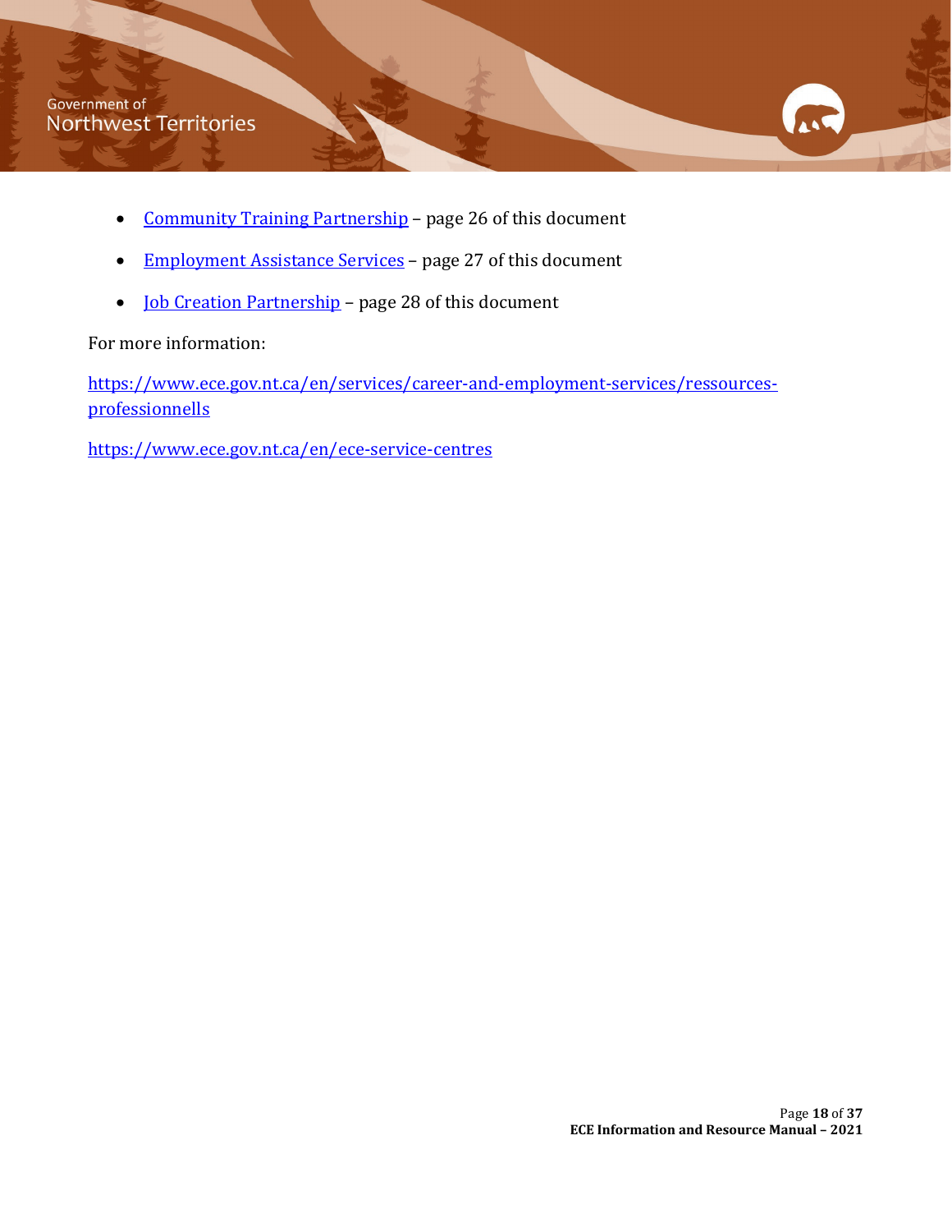- Community Training Partnership – page 26 of this document
- Employment Assistance Services – page 27 of this document
- Job Creation Partnership – page 28 of this document

For more information:

https://www.ece.gov.nt.ca/en/services/career-and-employment-services/ressources-professionnells

https://www.ece.gov.nt.ca/en/ece-service-centres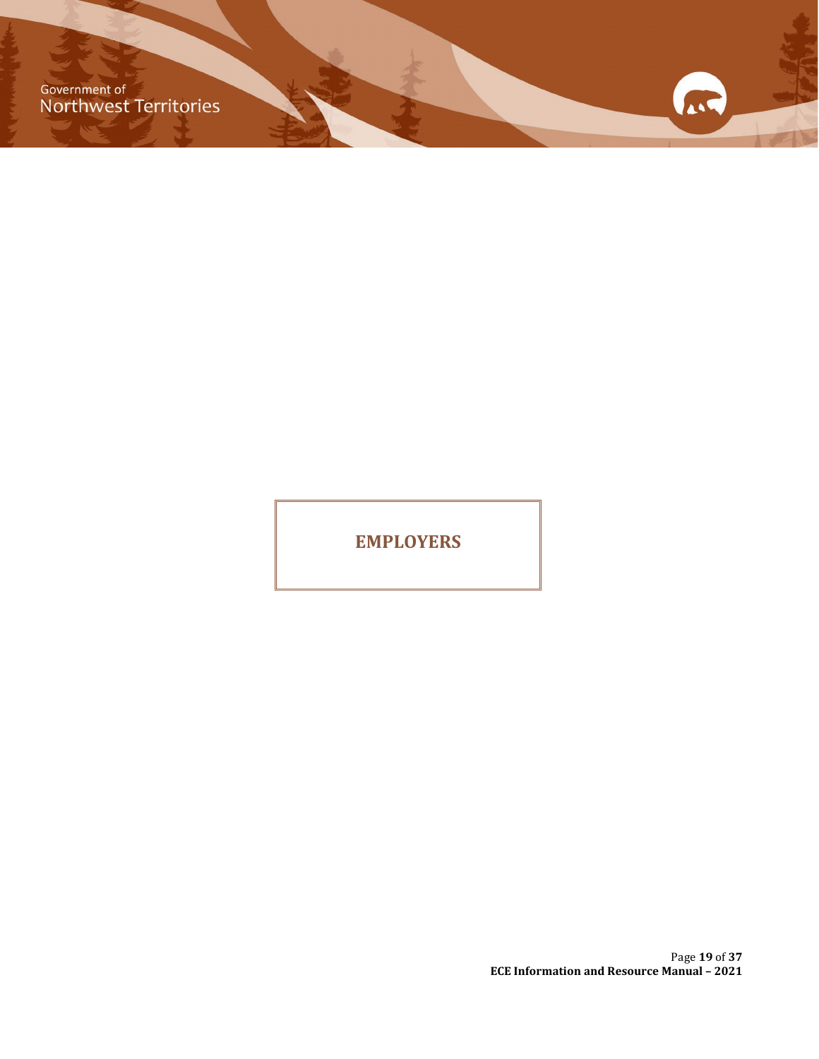# EMPLOYERS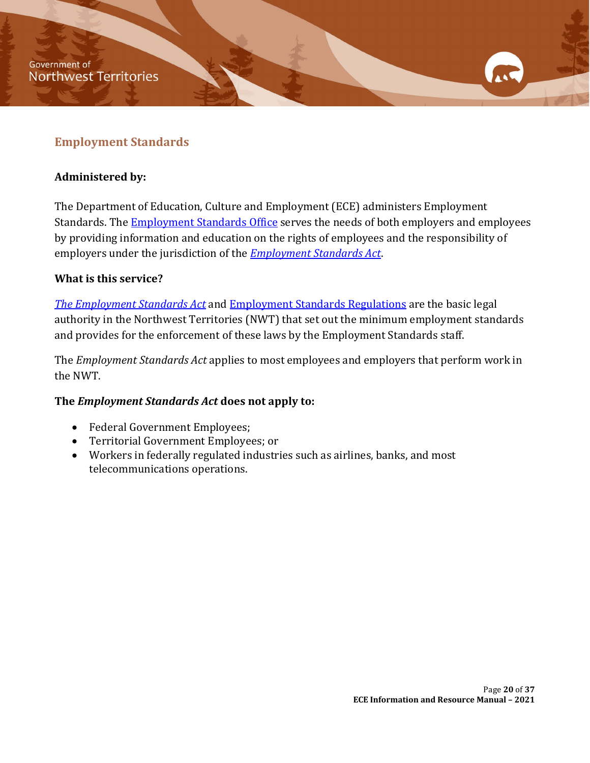## Employment Standards

**Administered by:**

The Department of Education, Culture and Employment (ECE) administers Employment Standards. The Employment Standards Office serves the needs of both employers and employees by providing information and education on the rights of employees and the responsibility of employers under the jurisdiction of the *Employment Standards Act*.

**What is this service?**

*The Employment Standards Act* and Employment Standards Regulations are the basic legal authority in the Northwest Territories (NWT) that set out the minimum employment standards and provides for the enforcement of these laws by the Employment Standards staff.

The *Employment Standards Act* applies to most employees and employers that perform work in the NWT.

**The *Employment Standards Act* does not apply to:**

- Federal Government Employees;
- Territorial Government Employees; or
- Workers in federally regulated industries such as airlines, banks, and most telecommunications operations.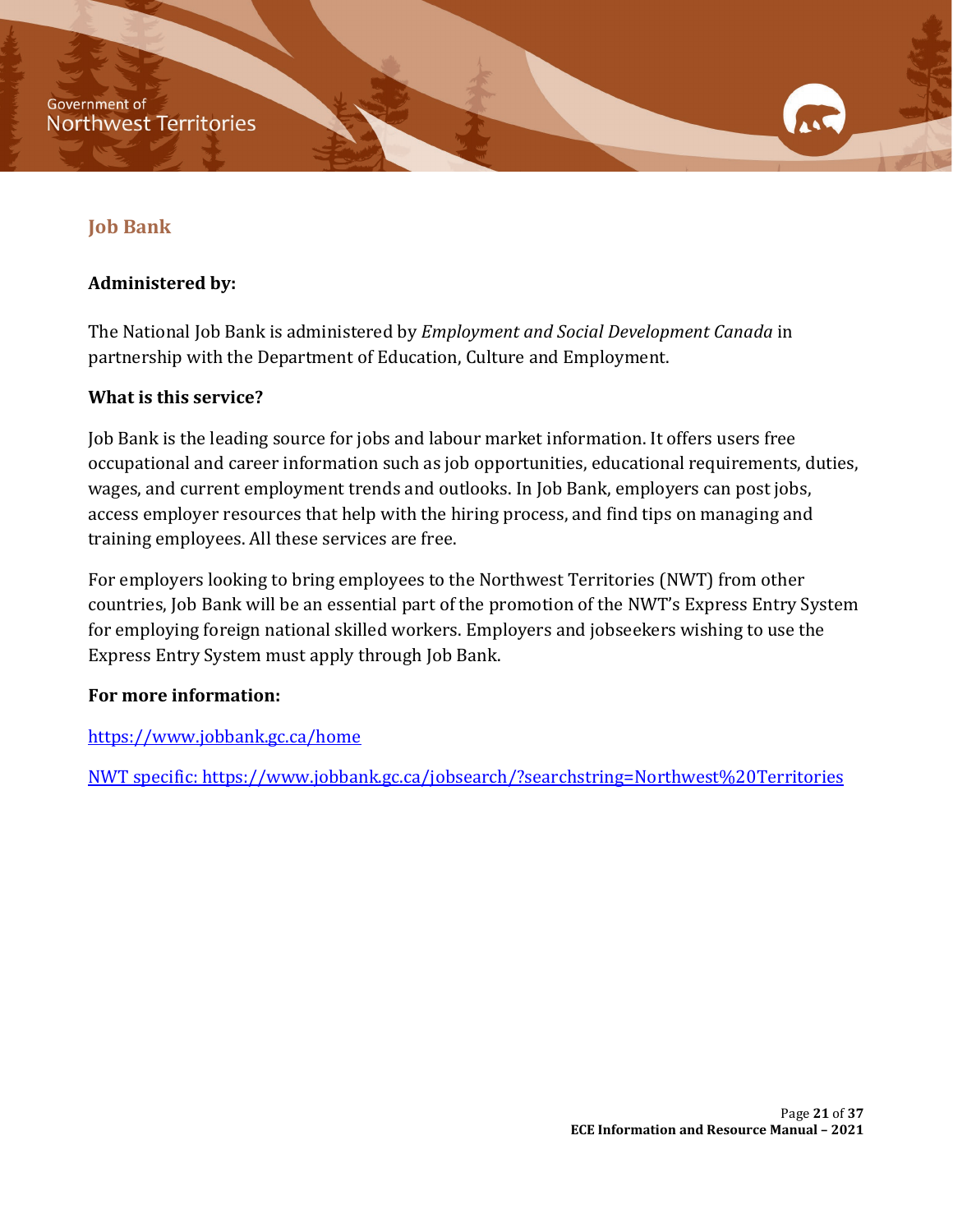## Job Bank

**Administered by:**

The National Job Bank is administered by *Employment and Social Development Canada* in partnership with the Department of Education, Culture and Employment.

**What is this service?**

Job Bank is the leading source for jobs and labour market information. It offers users free occupational and career information such as job opportunities, educational requirements, duties, wages, and current employment trends and outlooks. In Job Bank, employers can post jobs, access employer resources that help with the hiring process, and find tips on managing and training employees. All these services are free.

For employers looking to bring employees to the Northwest Territories (NWT) from other countries, Job Bank will be an essential part of the promotion of the NWT's Express Entry System for employing foreign national skilled workers. Employers and jobseekers wishing to use the Express Entry System must apply through Job Bank.

**For more information:**

https://www.jobbank.gc.ca/home

NWT specific: https://www.jobbank.gc.ca/jobsearch/?searchstring=Northwest%20Territories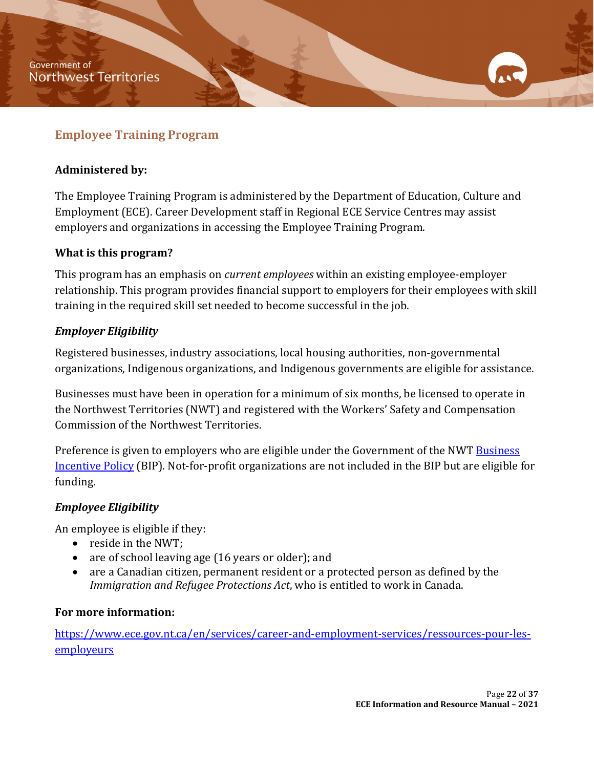## Employee Training Program

**Administered by:**

The Employee Training Program is administered by the Department of Education, Culture and Employment (ECE). Career Development staff in Regional ECE Service Centres may assist employers and organizations in accessing the Employee Training Program.

**What is this program?**

This program has an emphasis on *current employees* within an existing employee-employer relationship. This program provides financial support to employers for their employees with skill training in the required skill set needed to become successful in the job.

***Employer Eligibility***

Registered businesses, industry associations, local housing authorities, non-governmental organizations, Indigenous organizations, and Indigenous governments are eligible for assistance.

Businesses must have been in operation for a minimum of six months, be licensed to operate in the Northwest Territories (NWT) and registered with the Workers' Safety and Compensation Commission of the Northwest Territories.

Preference is given to employers who are eligible under the Government of the NWT [Business Incentive Policy](#) (BIP). Not-for-profit organizations are not included in the BIP but are eligible for funding.

***Employee Eligibility***

An employee is eligible if they:

- reside in the NWT;
- are of school leaving age (16 years or older); and
- are a Canadian citizen, permanent resident or a protected person as defined by the *Immigration and Refugee Protections Act*, who is entitled to work in Canada.

**For more information:**

https://www.ece.gov.nt.ca/en/services/career-and-employment-services/ressources-pour-les-employeurs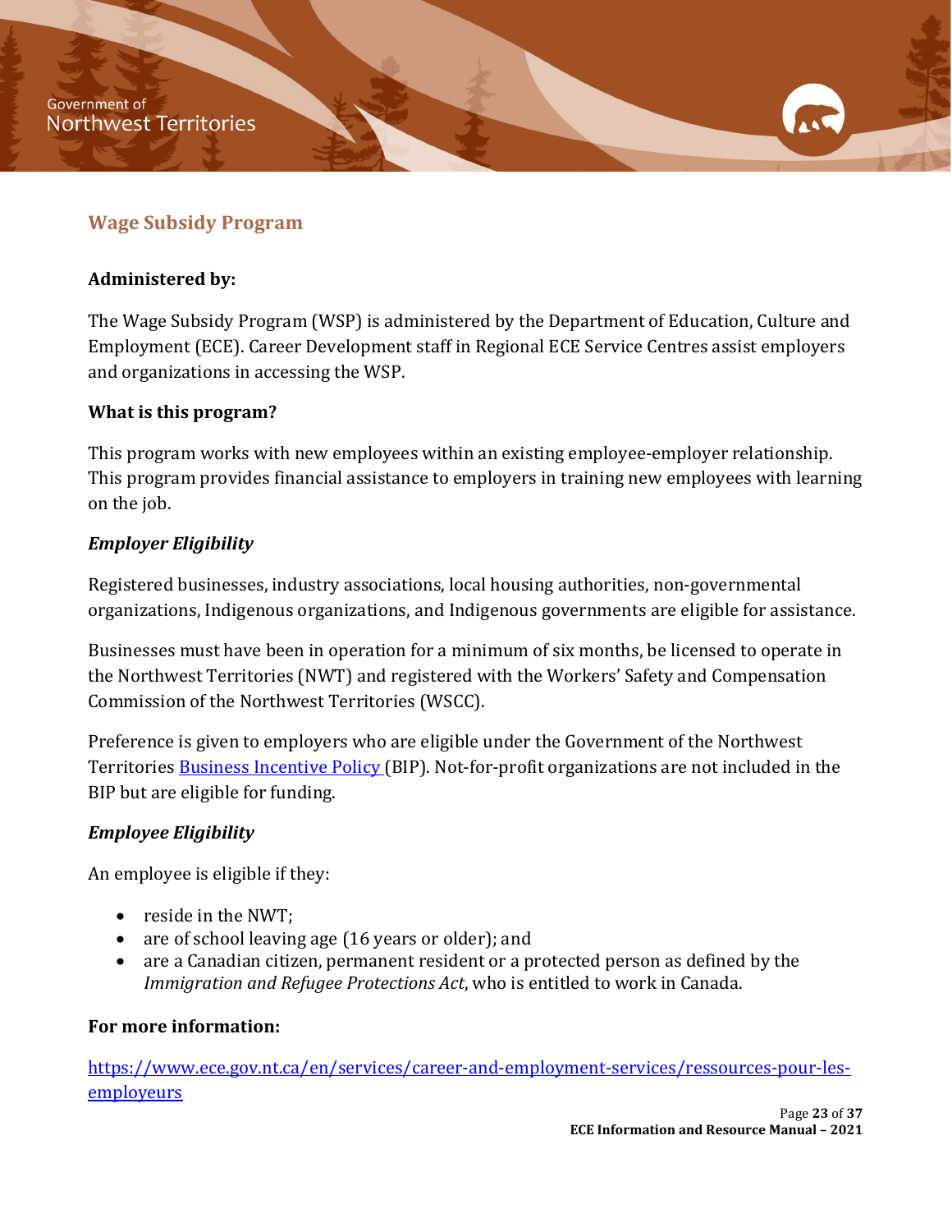## Wage Subsidy Program

**Administered by:**

The Wage Subsidy Program (WSP) is administered by the Department of Education, Culture and Employment (ECE). Career Development staff in Regional ECE Service Centres assist employers and organizations in accessing the WSP.

**What is this program?**

This program works with new employees within an existing employee-employer relationship. This program provides financial assistance to employers in training new employees with learning on the job.

***Employer Eligibility***

Registered businesses, industry associations, local housing authorities, non-governmental organizations, Indigenous organizations, and Indigenous governments are eligible for assistance.

Businesses must have been in operation for a minimum of six months, be licensed to operate in the Northwest Territories (NWT) and registered with the Workers' Safety and Compensation Commission of the Northwest Territories (WSCC).

Preference is given to employers who are eligible under the Government of the Northwest Territories [Business Incentive Policy](#) (BIP). Not-for-profit organizations are not included in the BIP but are eligible for funding.

***Employee Eligibility***

An employee is eligible if they:

- reside in the NWT;
- are of school leaving age (16 years or older); and
- are a Canadian citizen, permanent resident or a protected person as defined by the *Immigration and Refugee Protections Act*, who is entitled to work in Canada.

**For more information:**

https://www.ece.gov.nt.ca/en/services/career-and-employment-services/ressources-pour-les-employeurs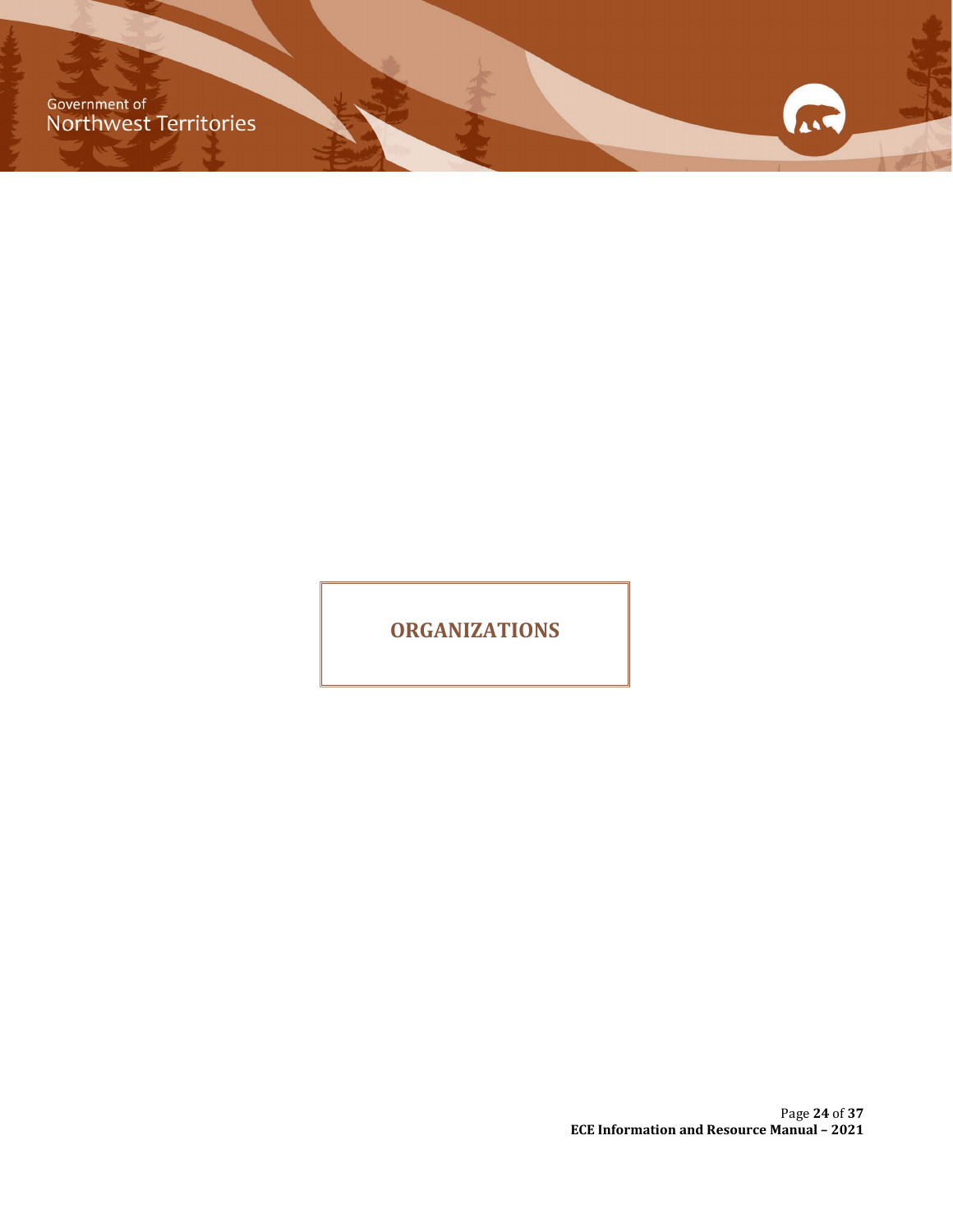# ORGANIZATIONS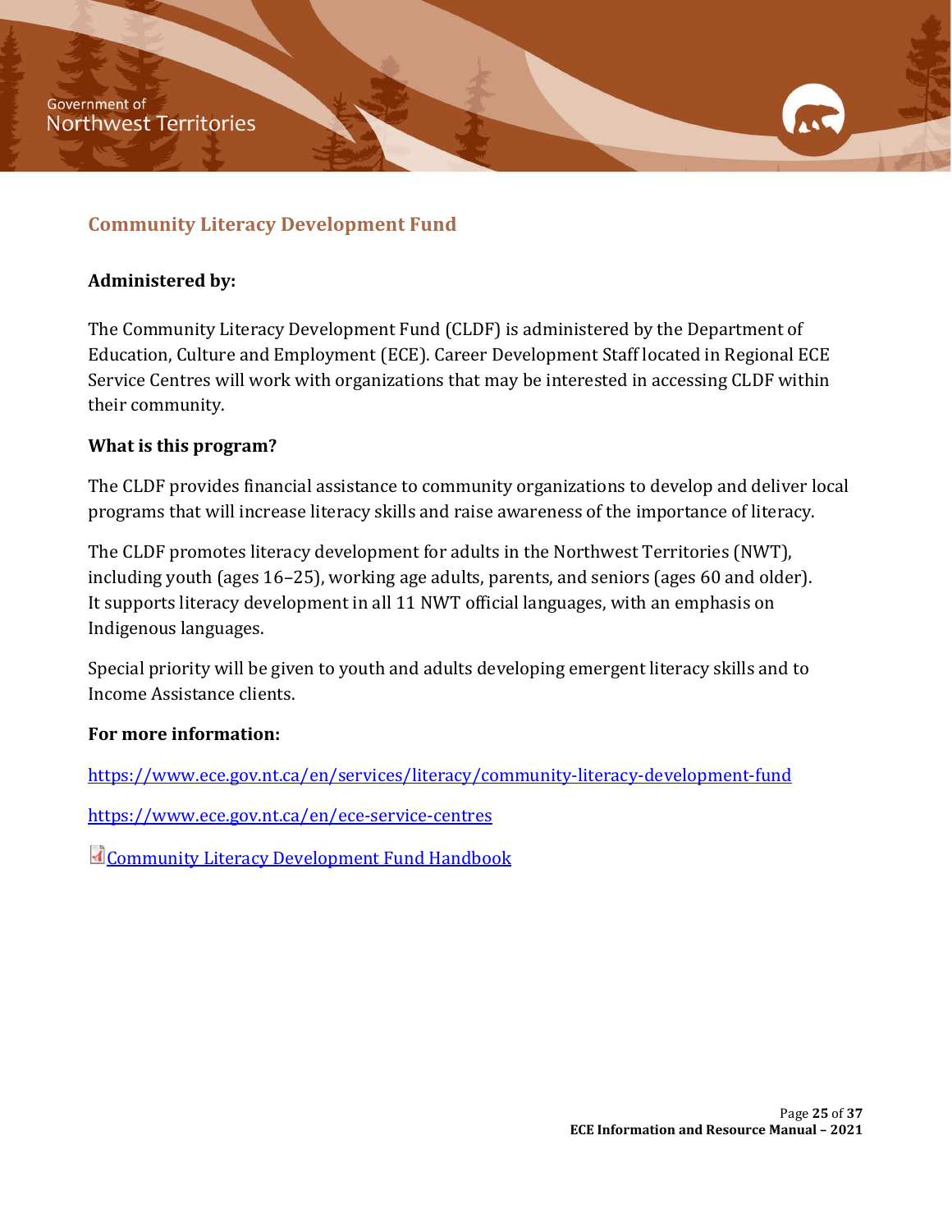## Community Literacy Development Fund

**Administered by:**

The Community Literacy Development Fund (CLDF) is administered by the Department of Education, Culture and Employment (ECE). Career Development Staff located in Regional ECE Service Centres will work with organizations that may be interested in accessing CLDF within their community.

**What is this program?**

The CLDF provides financial assistance to community organizations to develop and deliver local programs that will increase literacy skills and raise awareness of the importance of literacy.

The CLDF promotes literacy development for adults in the Northwest Territories (NWT), including youth (ages 16–25), working age adults, parents, and seniors (ages 60 and older). It supports literacy development in all 11 NWT official languages, with an emphasis on Indigenous languages.

Special priority will be given to youth and adults developing emergent literacy skills and to Income Assistance clients.

**For more information:**

https://www.ece.gov.nt.ca/en/services/literacy/community-literacy-development-fund

https://www.ece.gov.nt.ca/en/ece-service-centres

Community Literacy Development Fund Handbook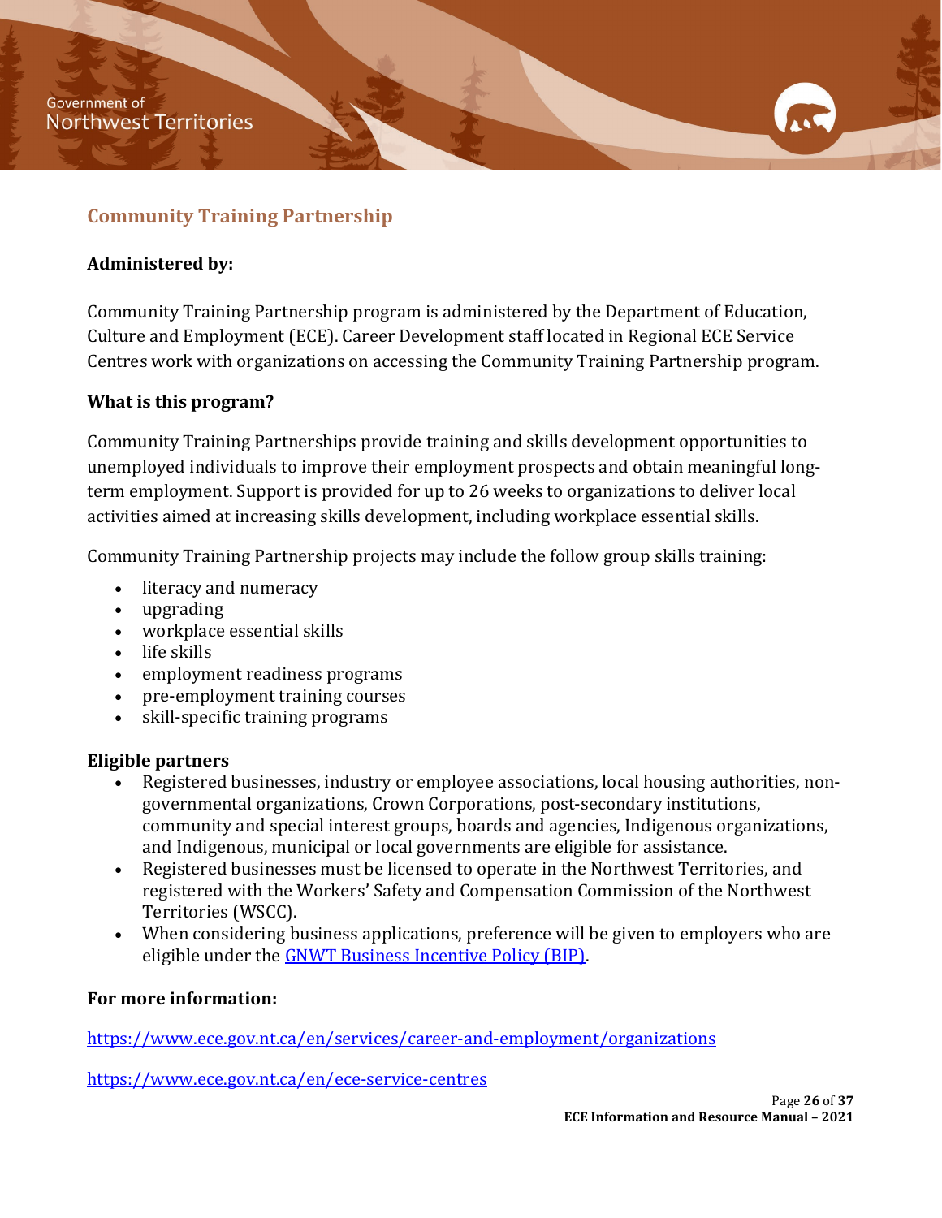## Community Training Partnership

### Administered by:

Community Training Partnership program is administered by the Department of Education, Culture and Employment (ECE). Career Development staff located in Regional ECE Service Centres work with organizations on accessing the Community Training Partnership program.

### What is this program?

Community Training Partnerships provide training and skills development opportunities to unemployed individuals to improve their employment prospects and obtain meaningful long-term employment. Support is provided for up to 26 weeks to organizations to deliver local activities aimed at increasing skills development, including workplace essential skills.

Community Training Partnership projects may include the follow group skills training:

- literacy and numeracy
- upgrading
- workplace essential skills
- life skills
- employment readiness programs
- pre-employment training courses
- skill-specific training programs

### Eligible partners

- Registered businesses, industry or employee associations, local housing authorities, non-governmental organizations, Crown Corporations, post-secondary institutions, community and special interest groups, boards and agencies, Indigenous organizations, and Indigenous, municipal or local governments are eligible for assistance.
- Registered businesses must be licensed to operate in the Northwest Territories, and registered with the Workers' Safety and Compensation Commission of the Northwest Territories (WSCC).
- When considering business applications, preference will be given to employers who are eligible under the [GNWT Business Incentive Policy (BIP)](#).

### For more information:

https://www.ece.gov.nt.ca/en/services/career-and-employment/organizations

https://www.ece.gov.nt.ca/en/ece-service-centres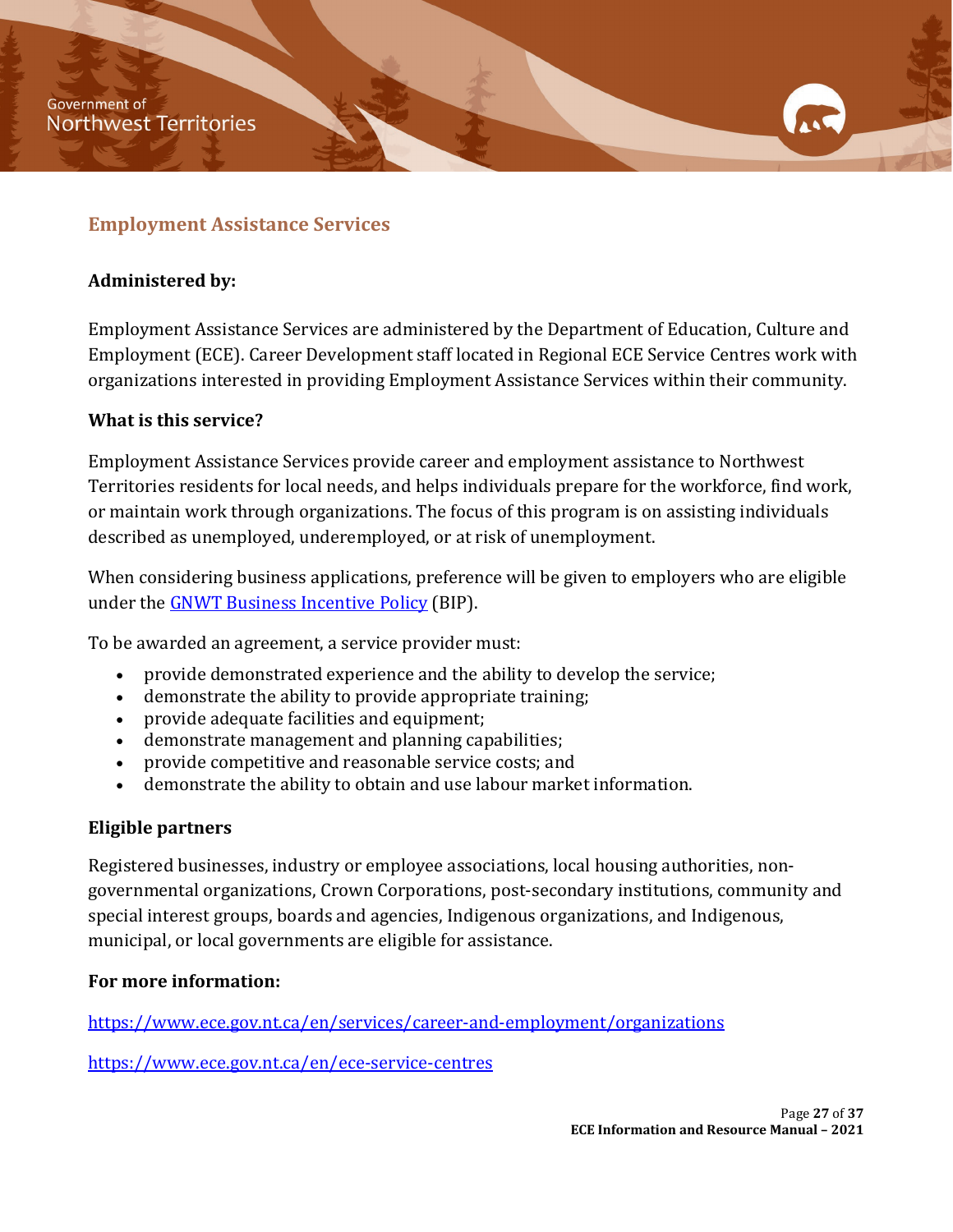## Employment Assistance Services

**Administered by:**

Employment Assistance Services are administered by the Department of Education, Culture and Employment (ECE). Career Development staff located in Regional ECE Service Centres work with organizations interested in providing Employment Assistance Services within their community.

**What is this service?**

Employment Assistance Services provide career and employment assistance to Northwest Territories residents for local needs, and helps individuals prepare for the workforce, find work, or maintain work through organizations. The focus of this program is on assisting individuals described as unemployed, underemployed, or at risk of unemployment.

When considering business applications, preference will be given to employers who are eligible under the [GNWT Business Incentive Policy](GNWT Business Incentive Policy) (BIP).

To be awarded an agreement, a service provider must:

- provide demonstrated experience and the ability to develop the service;
- demonstrate the ability to provide appropriate training;
- provide adequate facilities and equipment;
- demonstrate management and planning capabilities;
- provide competitive and reasonable service costs; and
- demonstrate the ability to obtain and use labour market information.

**Eligible partners**

Registered businesses, industry or employee associations, local housing authorities, non-governmental organizations, Crown Corporations, post-secondary institutions, community and special interest groups, boards and agencies, Indigenous organizations, and Indigenous, municipal, or local governments are eligible for assistance.

**For more information:**

https://www.ece.gov.nt.ca/en/services/career-and-employment/organizations

https://www.ece.gov.nt.ca/en/ece-service-centres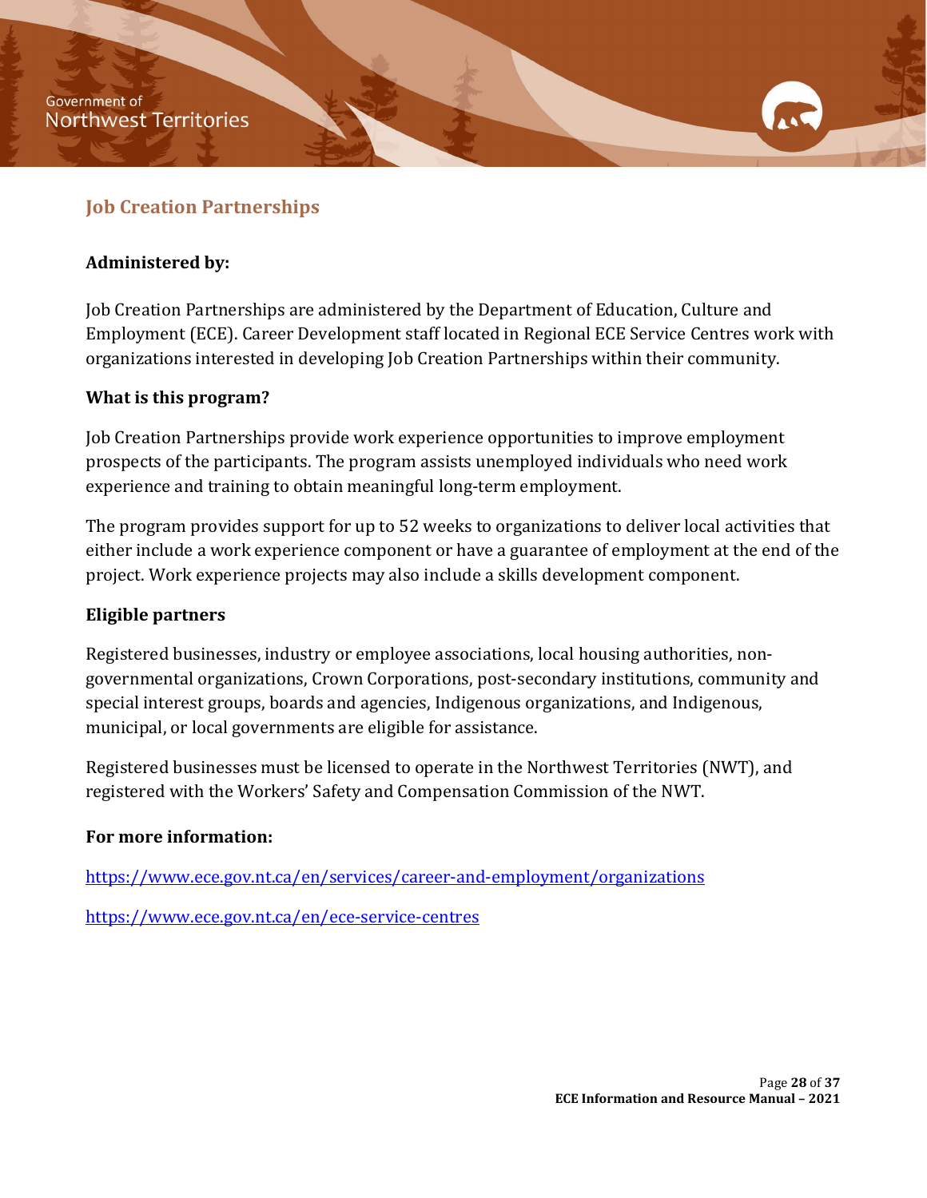## Job Creation Partnerships

**Administered by:**

Job Creation Partnerships are administered by the Department of Education, Culture and Employment (ECE). Career Development staff located in Regional ECE Service Centres work with organizations interested in developing Job Creation Partnerships within their community.

**What is this program?**

Job Creation Partnerships provide work experience opportunities to improve employment prospects of the participants. The program assists unemployed individuals who need work experience and training to obtain meaningful long-term employment.

The program provides support for up to 52 weeks to organizations to deliver local activities that either include a work experience component or have a guarantee of employment at the end of the project. Work experience projects may also include a skills development component.

**Eligible partners**

Registered businesses, industry or employee associations, local housing authorities, non-governmental organizations, Crown Corporations, post-secondary institutions, community and special interest groups, boards and agencies, Indigenous organizations, and Indigenous, municipal, or local governments are eligible for assistance.

Registered businesses must be licensed to operate in the Northwest Territories (NWT), and registered with the Workers' Safety and Compensation Commission of the NWT.

**For more information:**

https://www.ece.gov.nt.ca/en/services/career-and-employment/organizations

https://www.ece.gov.nt.ca/en/ece-service-centres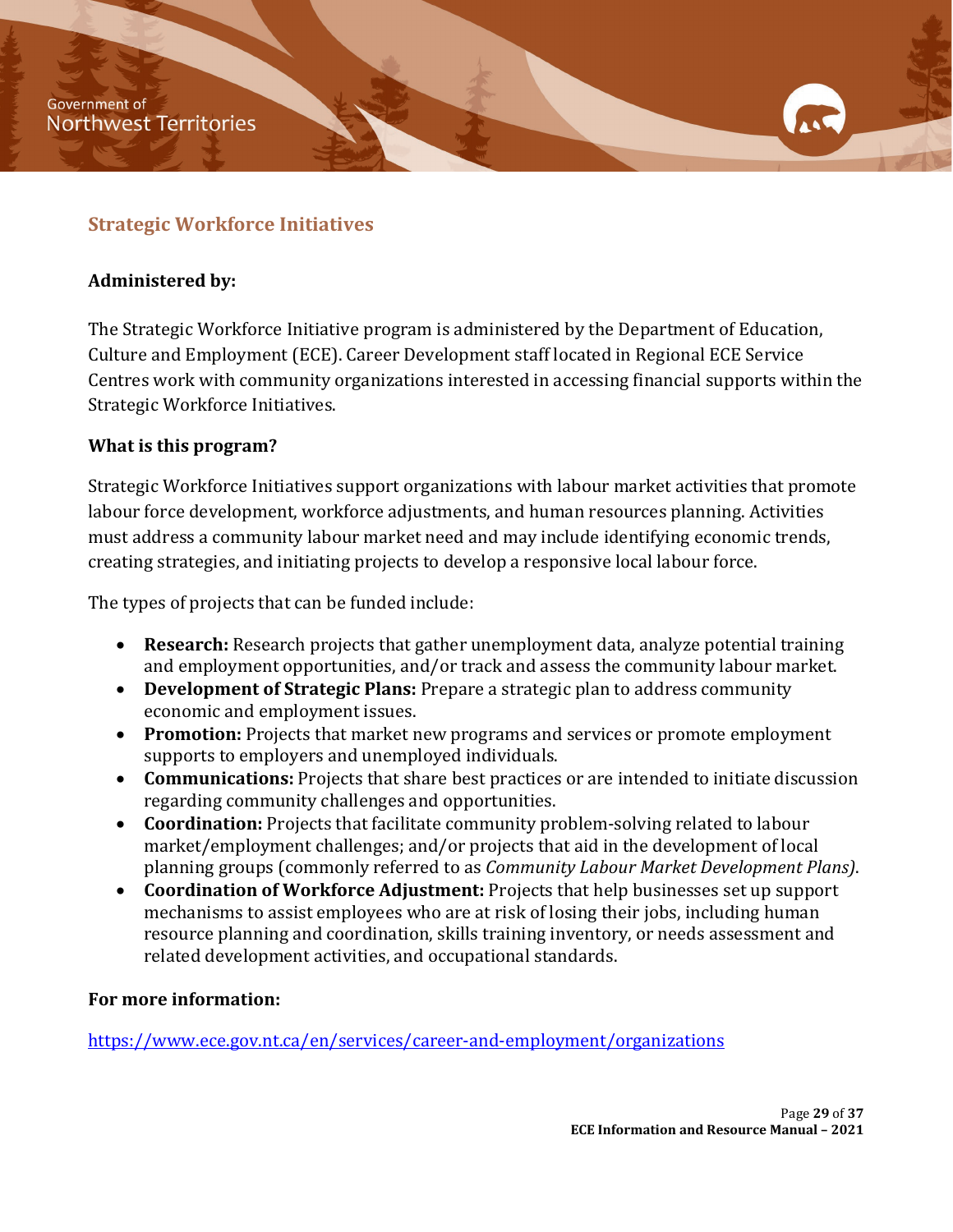## Strategic Workforce Initiatives

**Administered by:**

The Strategic Workforce Initiative program is administered by the Department of Education, Culture and Employment (ECE). Career Development staff located in Regional ECE Service Centres work with community organizations interested in accessing financial supports within the Strategic Workforce Initiatives.

**What is this program?**

Strategic Workforce Initiatives support organizations with labour market activities that promote labour force development, workforce adjustments, and human resources planning. Activities must address a community labour market need and may include identifying economic trends, creating strategies, and initiating projects to develop a responsive local labour force.

The types of projects that can be funded include:

- **Research:** Research projects that gather unemployment data, analyze potential training and employment opportunities, and/or track and assess the community labour market.
- **Development of Strategic Plans:** Prepare a strategic plan to address community economic and employment issues.
- **Promotion:** Projects that market new programs and services or promote employment supports to employers and unemployed individuals.
- **Communications:** Projects that share best practices or are intended to initiate discussion regarding community challenges and opportunities.
- **Coordination:** Projects that facilitate community problem-solving related to labour market/employment challenges; and/or projects that aid in the development of local planning groups (commonly referred to as *Community Labour Market Development Plans)*.
- **Coordination of Workforce Adjustment:** Projects that help businesses set up support mechanisms to assist employees who are at risk of losing their jobs, including human resource planning and coordination, skills training inventory, or needs assessment and related development activities, and occupational standards.

**For more information:**

https://www.ece.gov.nt.ca/en/services/career-and-employment/organizations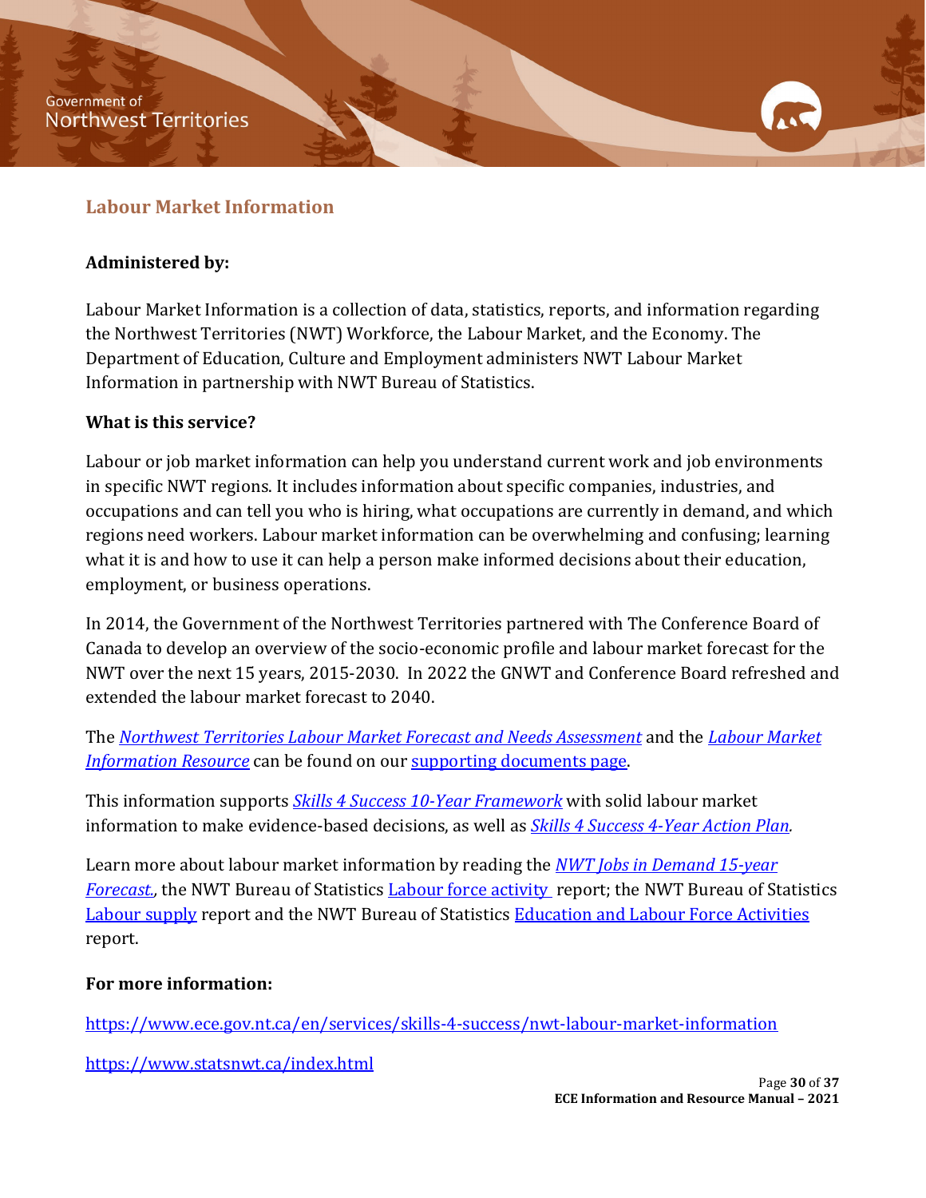## Labour Market Information

**Administered by:**

Labour Market Information is a collection of data, statistics, reports, and information regarding the Northwest Territories (NWT) Workforce, the Labour Market, and the Economy. The Department of Education, Culture and Employment administers NWT Labour Market Information in partnership with NWT Bureau of Statistics.

**What is this service?**

Labour or job market information can help you understand current work and job environments in specific NWT regions. It includes information about specific companies, industries, and occupations and can tell you who is hiring, what occupations are currently in demand, and which regions need workers. Labour market information can be overwhelming and confusing; learning what it is and how to use it can help a person make informed decisions about their education, employment, or business operations.

In 2014, the Government of the Northwest Territories partnered with The Conference Board of Canada to develop an overview of the socio-economic profile and labour market forecast for the NWT over the next 15 years, 2015-2030. In 2022 the GNWT and Conference Board refreshed and extended the labour market forecast to 2040.

The *Northwest Territories Labour Market Forecast and Needs Assessment* and the *Labour Market Information Resource* can be found on our supporting documents page.

This information supports *Skills 4 Success 10-Year Framework* with solid labour market information to make evidence-based decisions, as well as *Skills 4 Success 4-Year Action Plan.*

Learn more about labour market information by reading the *NWT Jobs in Demand 15-year Forecast.*, the NWT Bureau of Statistics Labour force activity report; the NWT Bureau of Statistics Labour supply report and the NWT Bureau of Statistics Education and Labour Force Activities report.

**For more information:**

https://www.ece.gov.nt.ca/en/services/skills-4-success/nwt-labour-market-information

https://www.statsnwt.ca/index.html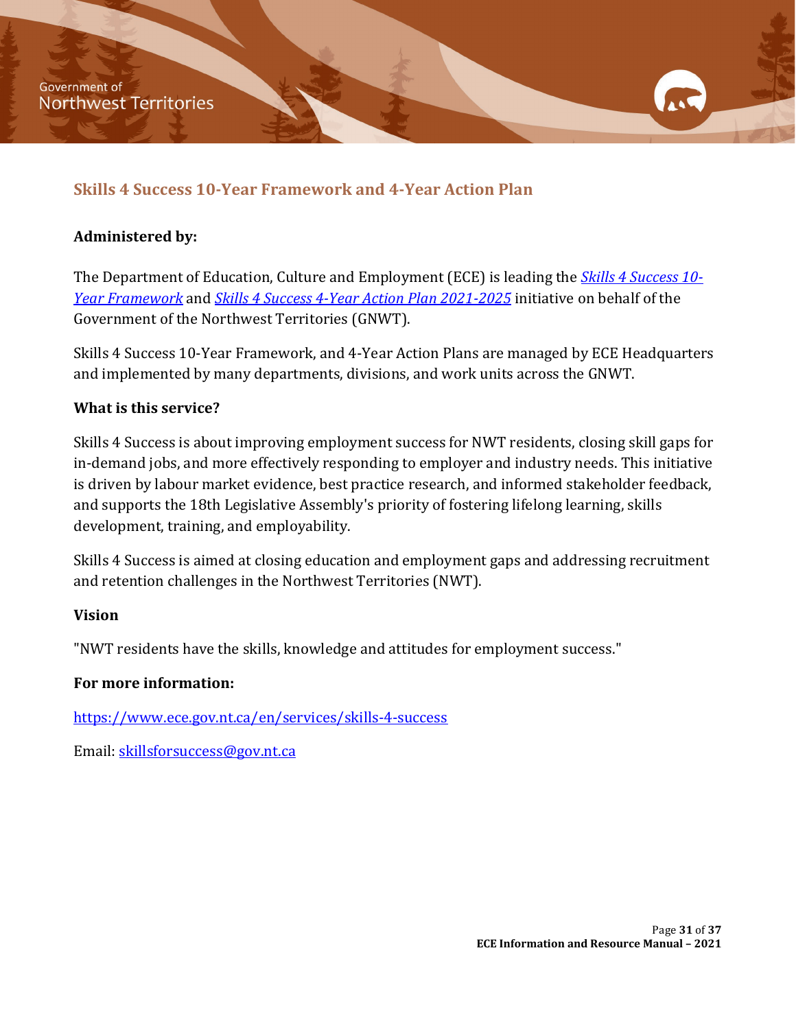## Skills 4 Success 10-Year Framework and 4-Year Action Plan

**Administered by:**

The Department of Education, Culture and Employment (ECE) is leading the *Skills 4 Success 10-Year Framework* and *Skills 4 Success 4-Year Action Plan 2021-2025* initiative on behalf of the Government of the Northwest Territories (GNWT).

Skills 4 Success 10-Year Framework, and 4-Year Action Plans are managed by ECE Headquarters and implemented by many departments, divisions, and work units across the GNWT.

**What is this service?**

Skills 4 Success is about improving employment success for NWT residents, closing skill gaps for in-demand jobs, and more effectively responding to employer and industry needs. This initiative is driven by labour market evidence, best practice research, and informed stakeholder feedback, and supports the 18th Legislative Assembly's priority of fostering lifelong learning, skills development, training, and employability.

Skills 4 Success is aimed at closing education and employment gaps and addressing recruitment and retention challenges in the Northwest Territories (NWT).

**Vision**

"NWT residents have the skills, knowledge and attitudes for employment success."

**For more information:**

https://www.ece.gov.nt.ca/en/services/skills-4-success

Email: skillsforsuccess@gov.nt.ca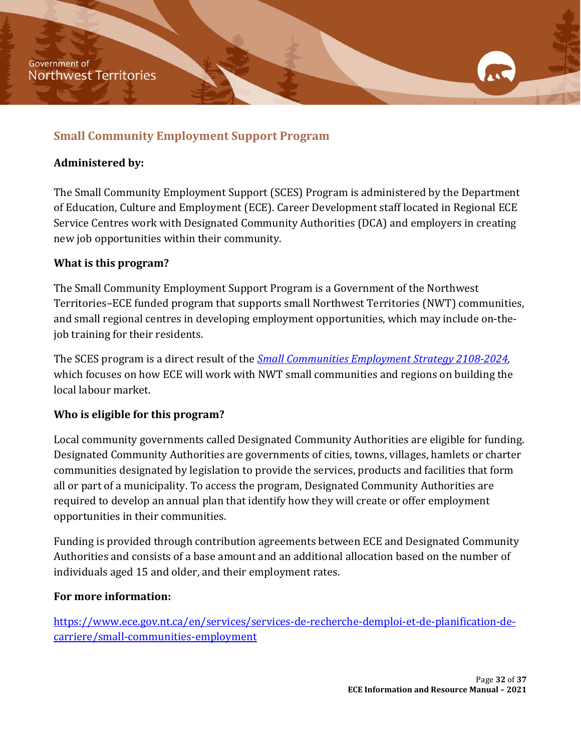## Small Community Employment Support Program

**Administered by:**

The Small Community Employment Support (SCES) Program is administered by the Department of Education, Culture and Employment (ECE). Career Development staff located in Regional ECE Service Centres work with Designated Community Authorities (DCA) and employers in creating new job opportunities within their community.

**What is this program?**

The Small Community Employment Support Program is a Government of the Northwest Territories–ECE funded program that supports small Northwest Territories (NWT) communities, and small regional centres in developing employment opportunities, which may include on-the-job training for their residents.

The SCES program is a direct result of the [*Small Communities Employment Strategy 2108-2024*], which focuses on how ECE will work with NWT small communities and regions on building the local labour market.

**Who is eligible for this program?**

Local community governments called Designated Community Authorities are eligible for funding. Designated Community Authorities are governments of cities, towns, villages, hamlets or charter communities designated by legislation to provide the services, products and facilities that form all or part of a municipality. To access the program, Designated Community Authorities are required to develop an annual plan that identify how they will create or offer employment opportunities in their communities.

Funding is provided through contribution agreements between ECE and Designated Community Authorities and consists of a base amount and an additional allocation based on the number of individuals aged 15 and older, and their employment rates.

**For more information:**

https://www.ece.gov.nt.ca/en/services/services-de-recherche-demploi-et-de-planification-de-carriere/small-communities-employment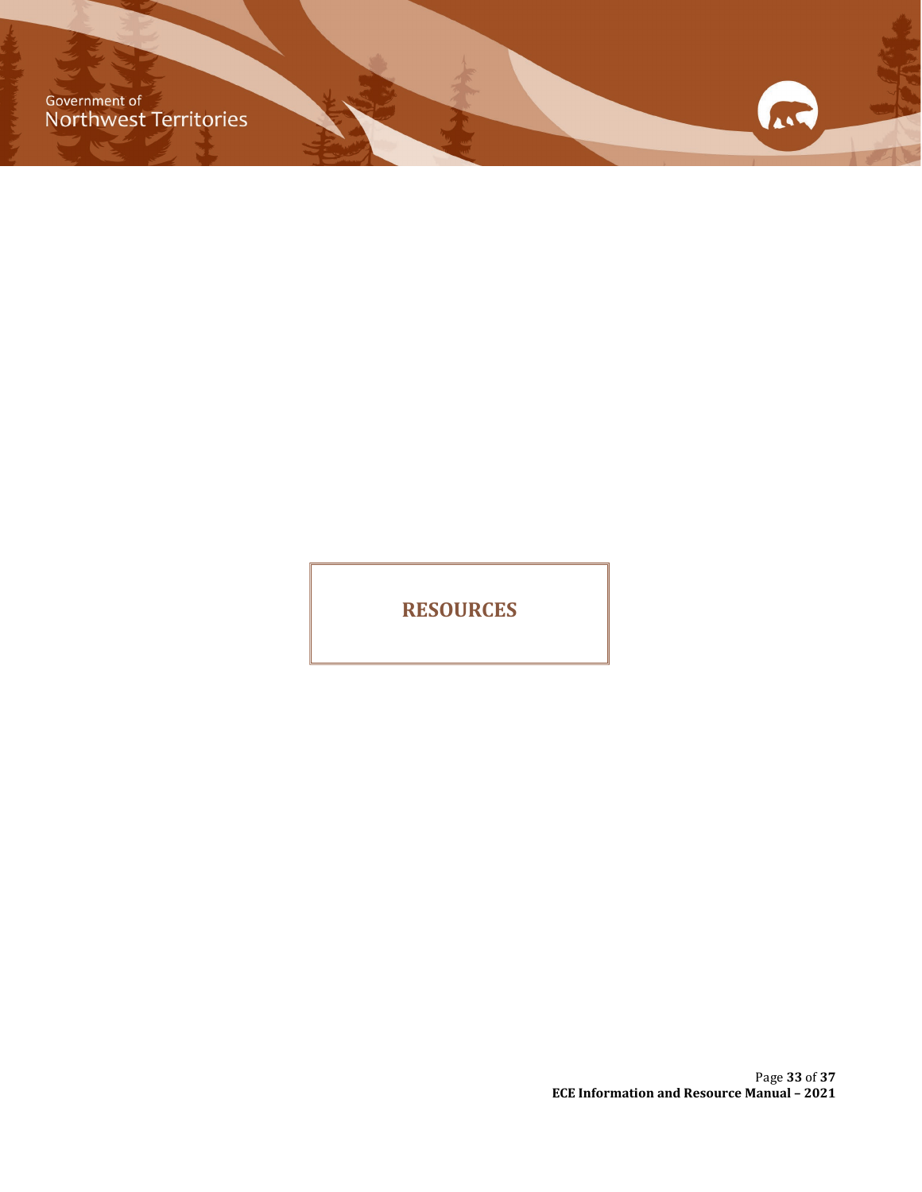# RESOURCES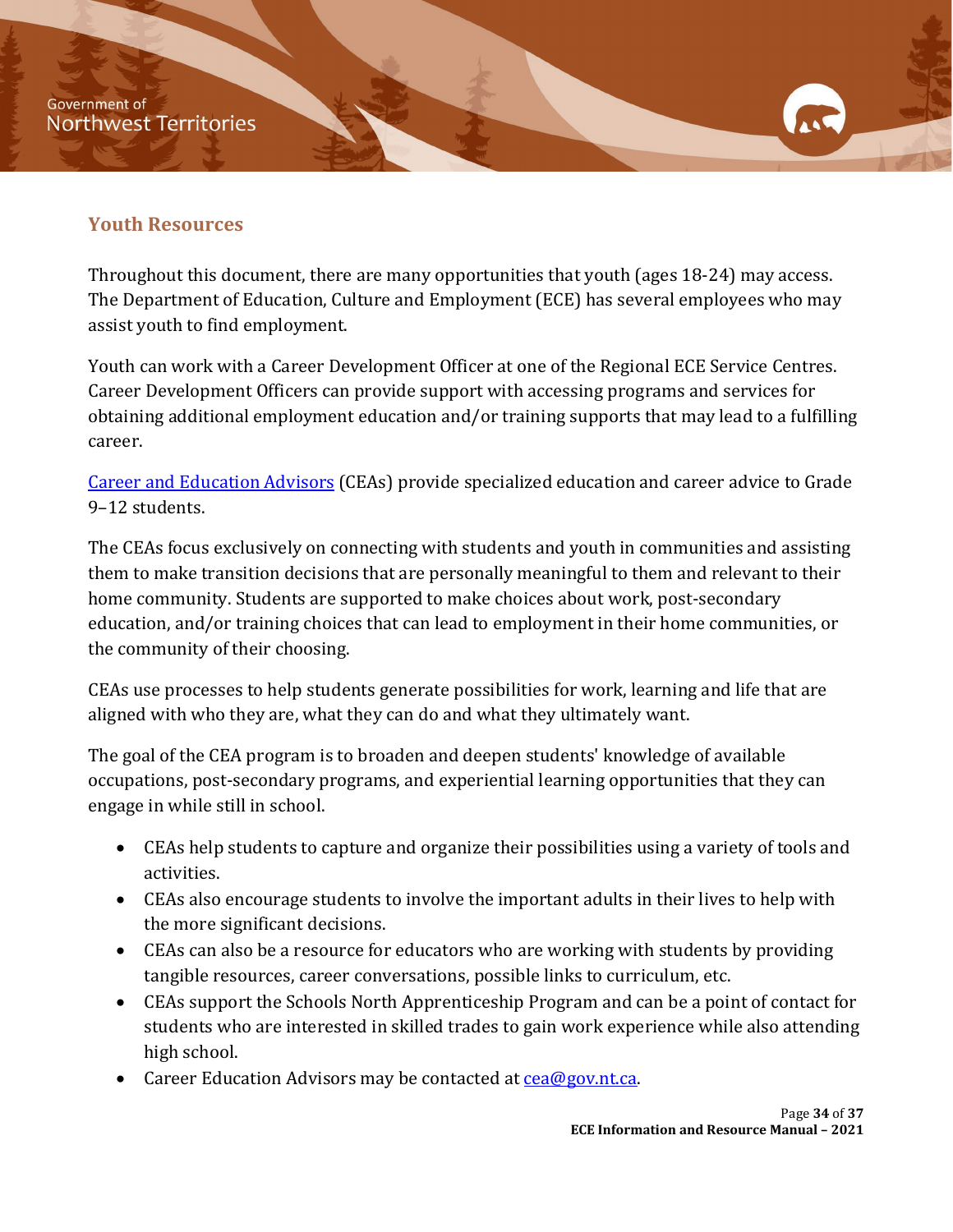## Youth Resources

Throughout this document, there are many opportunities that youth (ages 18-24) may access. The Department of Education, Culture and Employment (ECE) has several employees who may assist youth to find employment.

Youth can work with a Career Development Officer at one of the Regional ECE Service Centres. Career Development Officers can provide support with accessing programs and services for obtaining additional employment education and/or training supports that may lead to a fulfilling career.

[Career and Education Advisors](#) (CEAs) provide specialized education and career advice to Grade 9–12 students.

The CEAs focus exclusively on connecting with students and youth in communities and assisting them to make transition decisions that are personally meaningful to them and relevant to their home community. Students are supported to make choices about work, post-secondary education, and/or training choices that can lead to employment in their home communities, or the community of their choosing.

CEAs use processes to help students generate possibilities for work, learning and life that are aligned with who they are, what they can do and what they ultimately want.

The goal of the CEA program is to broaden and deepen students' knowledge of available occupations, post-secondary programs, and experiential learning opportunities that they can engage in while still in school.

- CEAs help students to capture and organize their possibilities using a variety of tools and activities.
- CEAs also encourage students to involve the important adults in their lives to help with the more significant decisions.
- CEAs can also be a resource for educators who are working with students by providing tangible resources, career conversations, possible links to curriculum, etc.
- CEAs support the Schools North Apprenticeship Program and can be a point of contact for students who are interested in skilled trades to gain work experience while also attending high school.
- Career Education Advisors may be contacted at [cea@gov.nt.ca](mailto:cea@gov.nt.ca).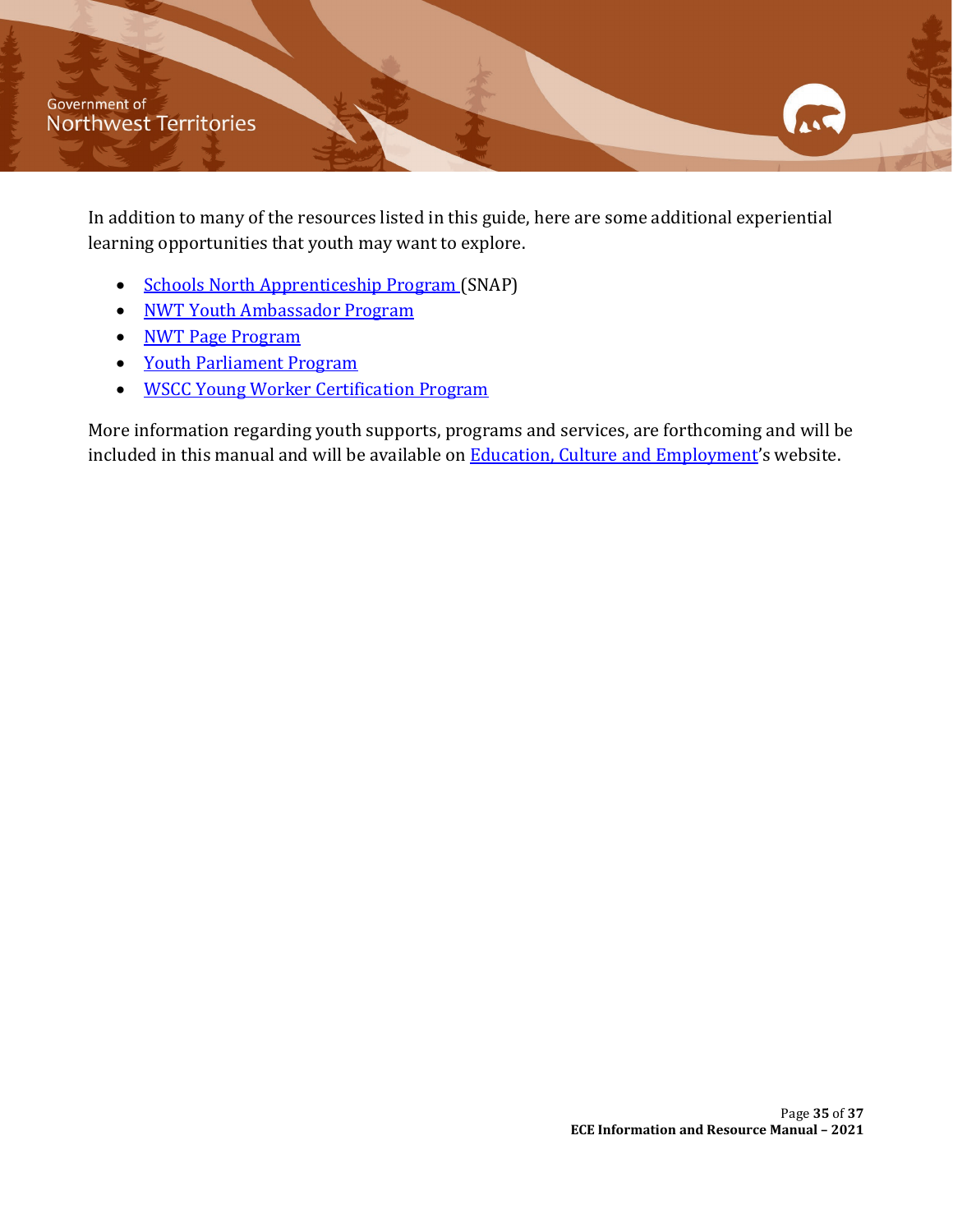In addition to many of the resources listed in this guide, here are some additional experiential learning opportunities that youth may want to explore.

- Schools North Apprenticeship Program (SNAP)
- NWT Youth Ambassador Program
- NWT Page Program
- Youth Parliament Program
- WSCC Young Worker Certification Program

More information regarding youth supports, programs and services, are forthcoming and will be included in this manual and will be available on Education, Culture and Employment's website.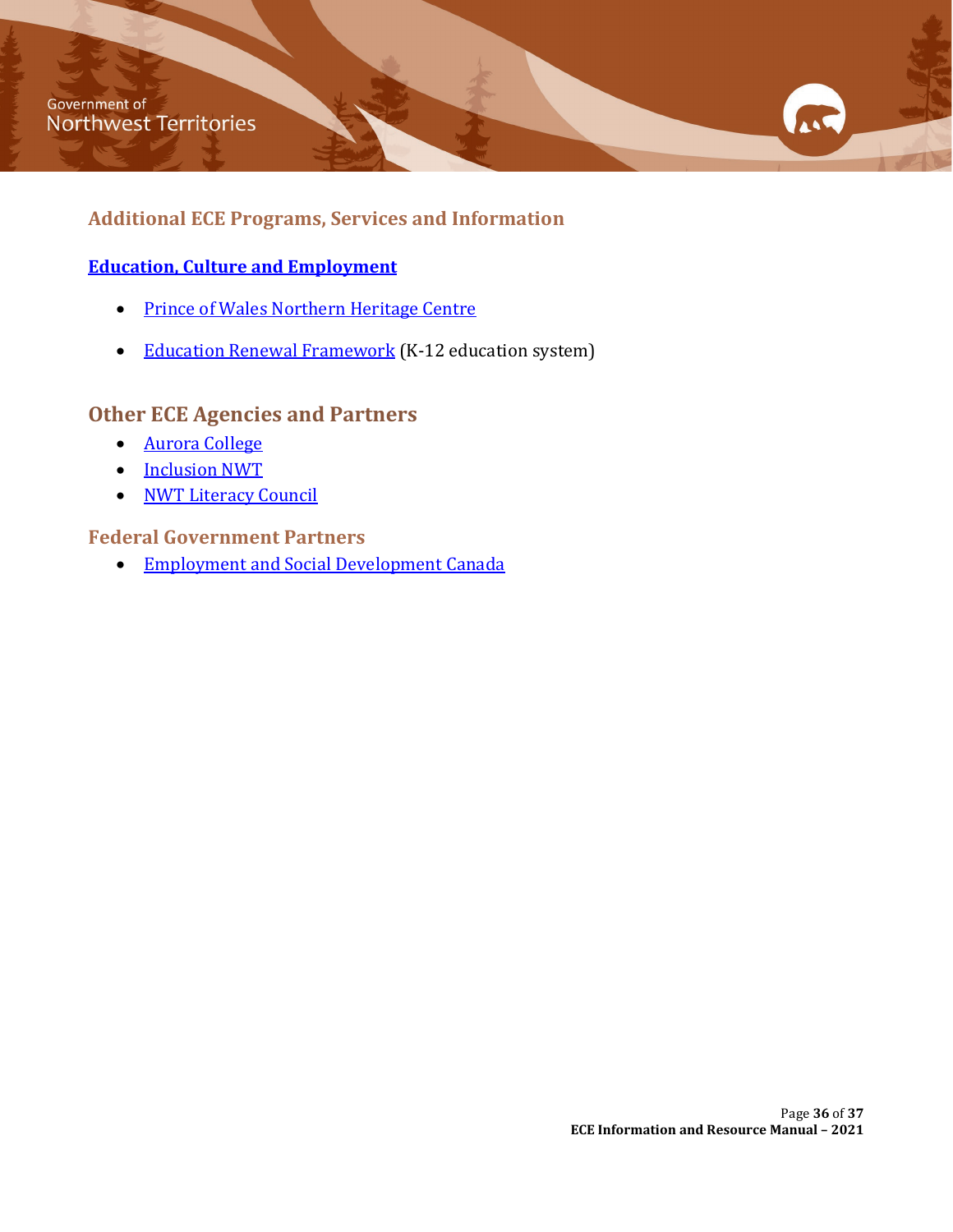### Additional ECE Programs, Services and Information

**Education, Culture and Employment**

- Prince of Wales Northern Heritage Centre
- Education Renewal Framework (K-12 education system)

## Other ECE Agencies and Partners

- Aurora College
- Inclusion NWT
- NWT Literacy Council

### Federal Government Partners

- Employment and Social Development Canada